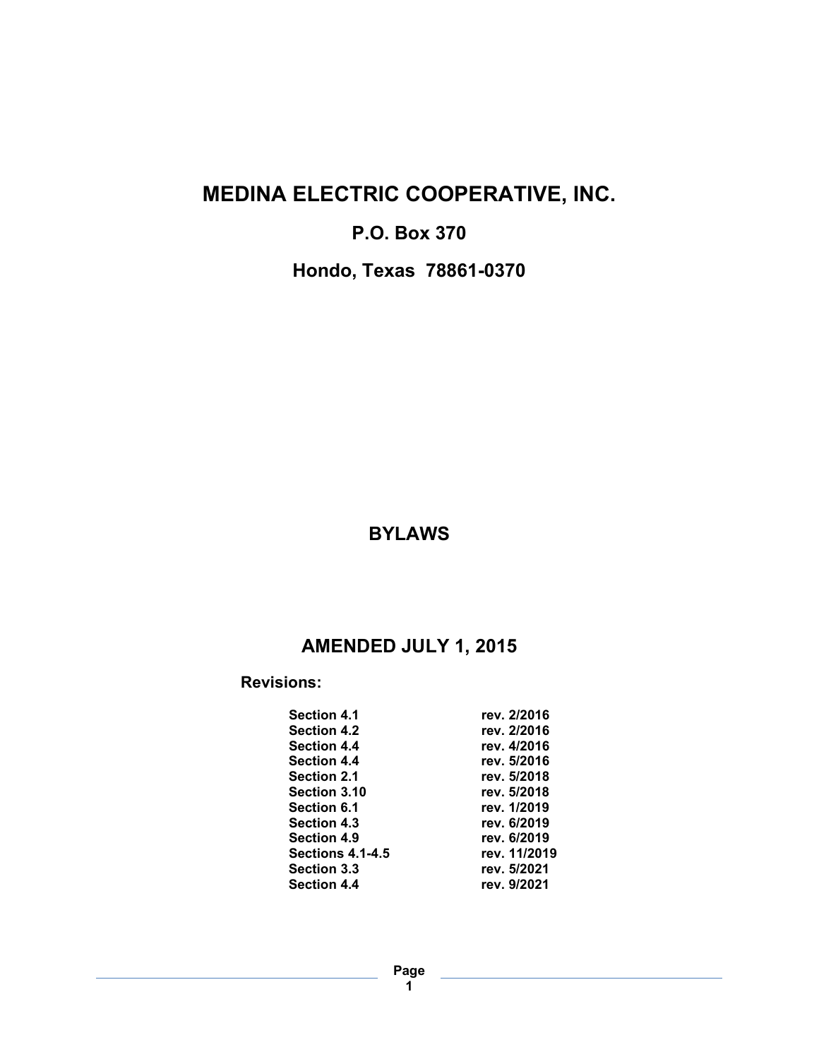# MEDINA ELECTRIC COOPERATIVE, INC.

## P.O. Box 370

## Hondo, Texas 78861-0370

# BYLAWS

## AMENDED JULY 1, 2015

**Revisions:**

| | |
|---|---|
| **Section 4.1** | **rev. 2/2016** |
| **Section 4.2** | **rev. 2/2016** |
| **Section 4.4** | **rev. 4/2016** |
| **Section 4.4** | **rev. 5/2016** |
| **Section 2.1** | **rev. 5/2018** |
| **Section 3.10** | **rev. 5/2018** |
| **Section 6.1** | **rev. 1/2019** |
| **Section 4.3** | **rev. 6/2019** |
| **Section 4.9** | **rev. 6/2019** |
| **Sections 4.1-4.5** | **rev. 11/2019** |
| **Section 3.3** | **rev. 5/2021** |
| **Section 4.4** | **rev. 9/2021** |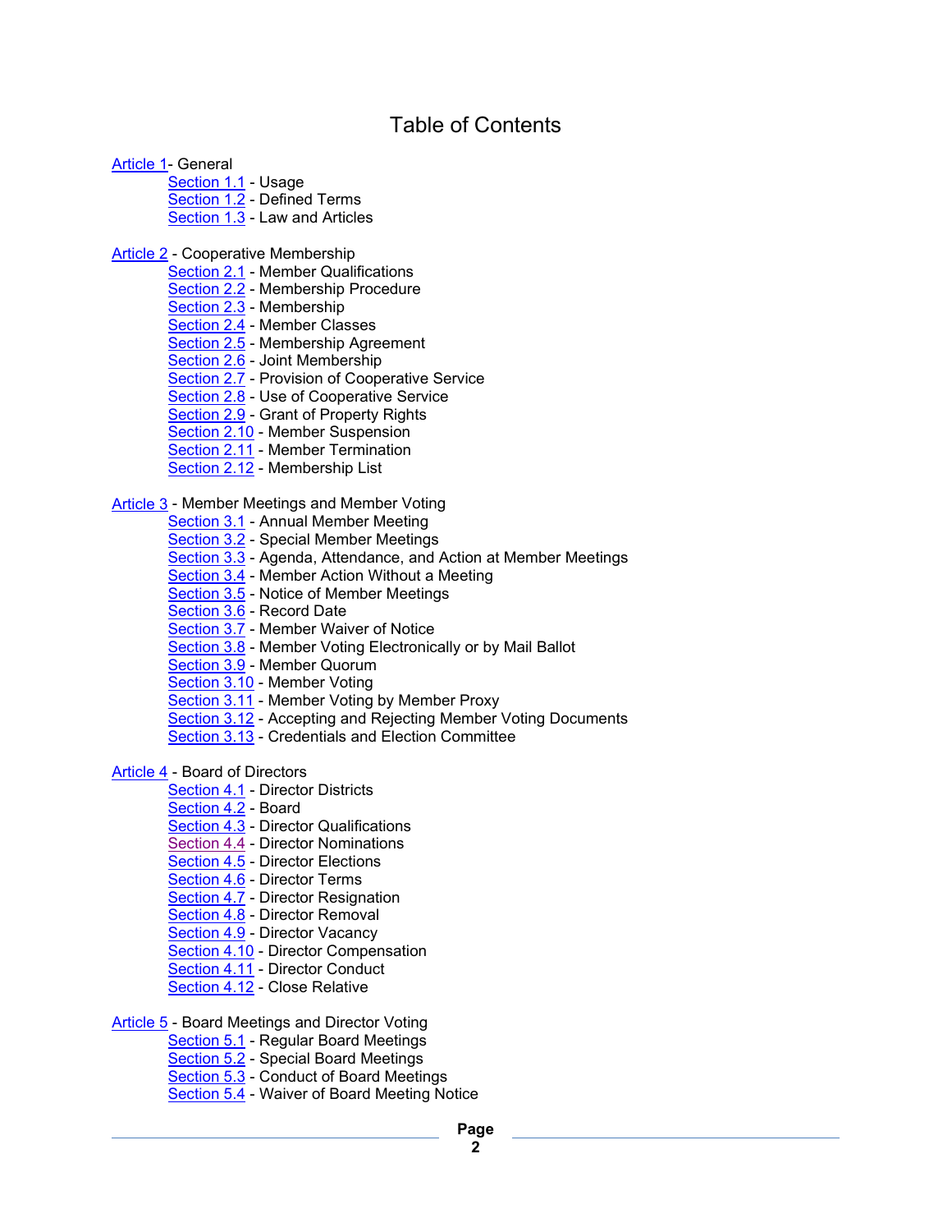# Table of Contents

Article 1- General
- Section 1.1 - Usage
- Section 1.2 - Defined Terms
- Section 1.3 - Law and Articles

Article 2 - Cooperative Membership
- Section 2.1 - Member Qualifications
- Section 2.2 - Membership Procedure
- Section 2.3 - Membership
- Section 2.4 - Member Classes
- Section 2.5 - Membership Agreement
- Section 2.6 - Joint Membership
- Section 2.7 - Provision of Cooperative Service
- Section 2.8 - Use of Cooperative Service
- Section 2.9 - Grant of Property Rights
- Section 2.10 - Member Suspension
- Section 2.11 - Member Termination
- Section 2.12 - Membership List

Article 3 - Member Meetings and Member Voting
- Section 3.1 - Annual Member Meeting
- Section 3.2 - Special Member Meetings
- Section 3.3 - Agenda, Attendance, and Action at Member Meetings
- Section 3.4 - Member Action Without a Meeting
- Section 3.5 - Notice of Member Meetings
- Section 3.6 - Record Date
- Section 3.7 - Member Waiver of Notice
- Section 3.8 - Member Voting Electronically or by Mail Ballot
- Section 3.9 - Member Quorum
- Section 3.10 - Member Voting
- Section 3.11 - Member Voting by Member Proxy
- Section 3.12 - Accepting and Rejecting Member Voting Documents
- Section 3.13 - Credentials and Election Committee

Article 4 - Board of Directors
- Section 4.1 - Director Districts
- Section 4.2 - Board
- Section 4.3 - Director Qualifications
- Section 4.4 - Director Nominations
- Section 4.5 - Director Elections
- Section 4.6 - Director Terms
- Section 4.7 - Director Resignation
- Section 4.8 - Director Removal
- Section 4.9 - Director Vacancy
- Section 4.10 - Director Compensation
- Section 4.11 - Director Conduct
- Section 4.12 - Close Relative

Article 5 - Board Meetings and Director Voting
- Section 5.1 - Regular Board Meetings
- Section 5.2 - Special Board Meetings
- Section 5.3 - Conduct of Board Meetings
- Section 5.4 - Waiver of Board Meeting Notice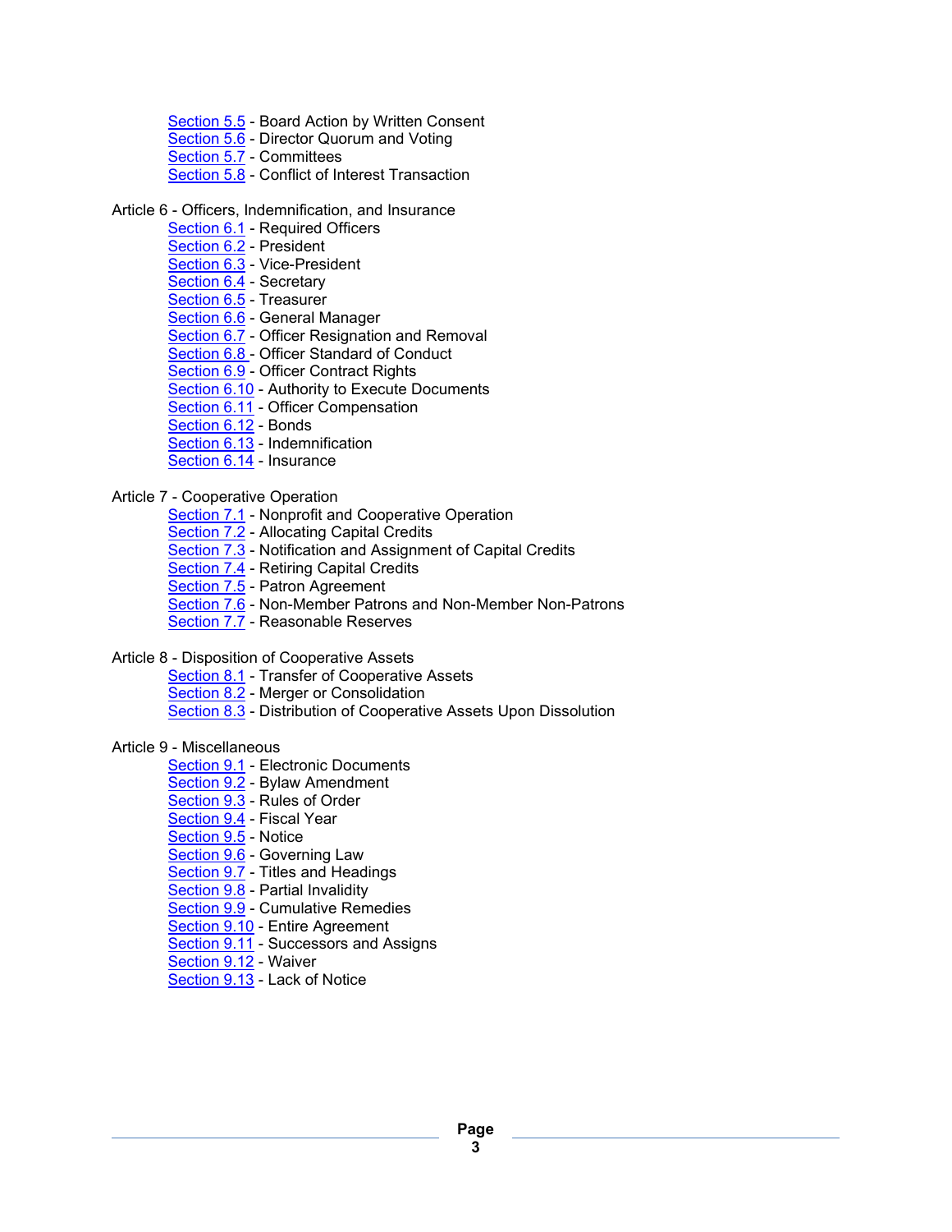Section 5.5 - Board Action by Written Consent
Section 5.6 - Director Quorum and Voting
Section 5.7 - Committees
Section 5.8 - Conflict of Interest Transaction

Article 6 - Officers, Indemnification, and Insurance
- Section 6.1 - Required Officers
- Section 6.2 - President
- Section 6.3 - Vice-President
- Section 6.4 - Secretary
- Section 6.5 - Treasurer
- Section 6.6 - General Manager
- Section 6.7 - Officer Resignation and Removal
- Section 6.8 - Officer Standard of Conduct
- Section 6.9 - Officer Contract Rights
- Section 6.10 - Authority to Execute Documents
- Section 6.11 - Officer Compensation
- Section 6.12 - Bonds
- Section 6.13 - Indemnification
- Section 6.14 - Insurance

Article 7 - Cooperative Operation
- Section 7.1 - Nonprofit and Cooperative Operation
- Section 7.2 - Allocating Capital Credits
- Section 7.3 - Notification and Assignment of Capital Credits
- Section 7.4 - Retiring Capital Credits
- Section 7.5 - Patron Agreement
- Section 7.6 - Non-Member Patrons and Non-Member Non-Patrons
- Section 7.7 - Reasonable Reserves

Article 8 - Disposition of Cooperative Assets
- Section 8.1 - Transfer of Cooperative Assets
- Section 8.2 - Merger or Consolidation
- Section 8.3 - Distribution of Cooperative Assets Upon Dissolution

Article 9 - Miscellaneous
- Section 9.1 - Electronic Documents
- Section 9.2 - Bylaw Amendment
- Section 9.3 - Rules of Order
- Section 9.4 - Fiscal Year
- Section 9.5 - Notice
- Section 9.6 - Governing Law
- Section 9.7 - Titles and Headings
- Section 9.8 - Partial Invalidity
- Section 9.9 - Cumulative Remedies
- Section 9.10 - Entire Agreement
- Section 9.11 - Successors and Assigns
- Section 9.12 - Waiver
- Section 9.13 - Lack of Notice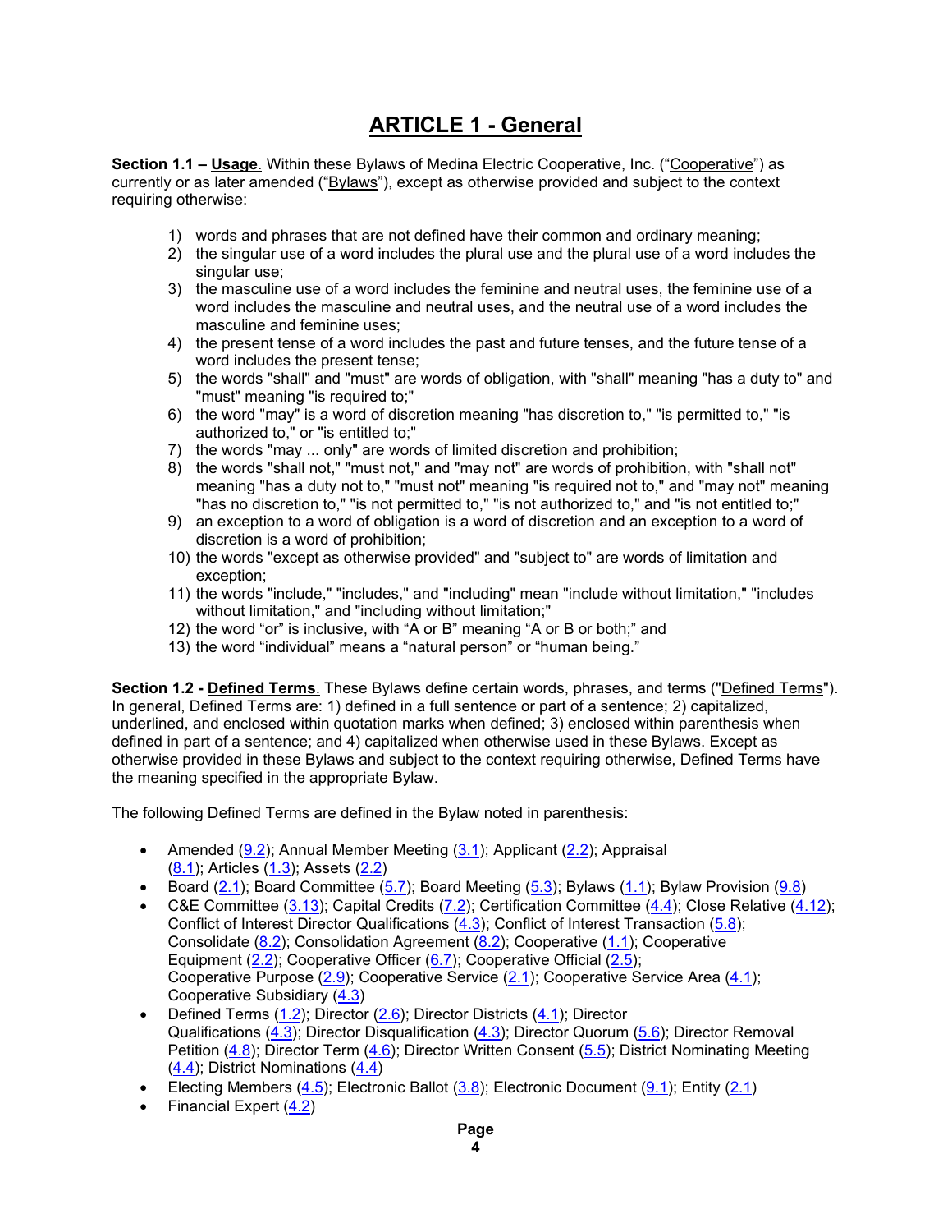# ARTICLE 1 - General

**Section 1.1 – Usage**. Within these Bylaws of Medina Electric Cooperative, Inc. ("Cooperative") as currently or as later amended ("Bylaws"), except as otherwise provided and subject to the context requiring otherwise:

1) words and phrases that are not defined have their common and ordinary meaning;
2) the singular use of a word includes the plural use and the plural use of a word includes the singular use;
3) the masculine use of a word includes the feminine and neutral uses, the feminine use of a word includes the masculine and neutral uses, and the neutral use of a word includes the masculine and feminine uses;
4) the present tense of a word includes the past and future tenses, and the future tense of a word includes the present tense;
5) the words "shall" and "must" are words of obligation, with "shall" meaning "has a duty to" and "must" meaning "is required to;"
6) the word "may" is a word of discretion meaning "has discretion to," "is permitted to," "is authorized to," or "is entitled to;"
7) the words "may ... only" are words of limited discretion and prohibition;
8) the words "shall not," "must not," and "may not" are words of prohibition, with "shall not" meaning "has a duty not to," "must not" meaning "is required not to," and "may not" meaning "has no discretion to," "is not permitted to," "is not authorized to," and "is not entitled to;"
9) an exception to a word of obligation is a word of discretion and an exception to a word of discretion is a word of prohibition;
10) the words "except as otherwise provided" and "subject to" are words of limitation and exception;
11) the words "include," "includes," and "including" mean "include without limitation," "includes without limitation," and "including without limitation;"
12) the word "or" is inclusive, with "A or B" meaning "A or B or both;" and
13) the word "individual" means a "natural person" or "human being."

**Section 1.2 - Defined Terms**. These Bylaws define certain words, phrases, and terms ("Defined Terms"). In general, Defined Terms are: 1) defined in a full sentence or part of a sentence; 2) capitalized, underlined, and enclosed within quotation marks when defined; 3) enclosed within parenthesis when defined in part of a sentence; and 4) capitalized when otherwise used in these Bylaws. Except as otherwise provided in these Bylaws and subject to the context requiring otherwise, Defined Terms have the meaning specified in the appropriate Bylaw.

The following Defined Terms are defined in the Bylaw noted in parenthesis:

- Amended (9.2); Annual Member Meeting (3.1); Applicant (2.2); Appraisal (8.1); Articles (1.3); Assets (2.2)
- Board (2.1); Board Committee (5.7); Board Meeting (5.3); Bylaws (1.1); Bylaw Provision (9.8)
- C&E Committee (3.13); Capital Credits (7.2); Certification Committee (4.4); Close Relative (4.12); Conflict of Interest Director Qualifications (4.3); Conflict of Interest Transaction (5.8); Consolidate (8.2); Consolidation Agreement (8.2); Cooperative (1.1); Cooperative Equipment (2.2); Cooperative Officer (6.7); Cooperative Official (2.5); Cooperative Purpose (2.9); Cooperative Service (2.1); Cooperative Service Area (4.1); Cooperative Subsidiary (4.3)
- Defined Terms (1.2); Director (2.6); Director Districts (4.1); Director Qualifications (4.3); Director Disqualification (4.3); Director Quorum (5.6); Director Removal Petition (4.8); Director Term (4.6); Director Written Consent (5.5); District Nominating Meeting (4.4); District Nominations (4.4)
- Electing Members (4.5); Electronic Ballot (3.8); Electronic Document (9.1); Entity (2.1)
- Financial Expert (4.2)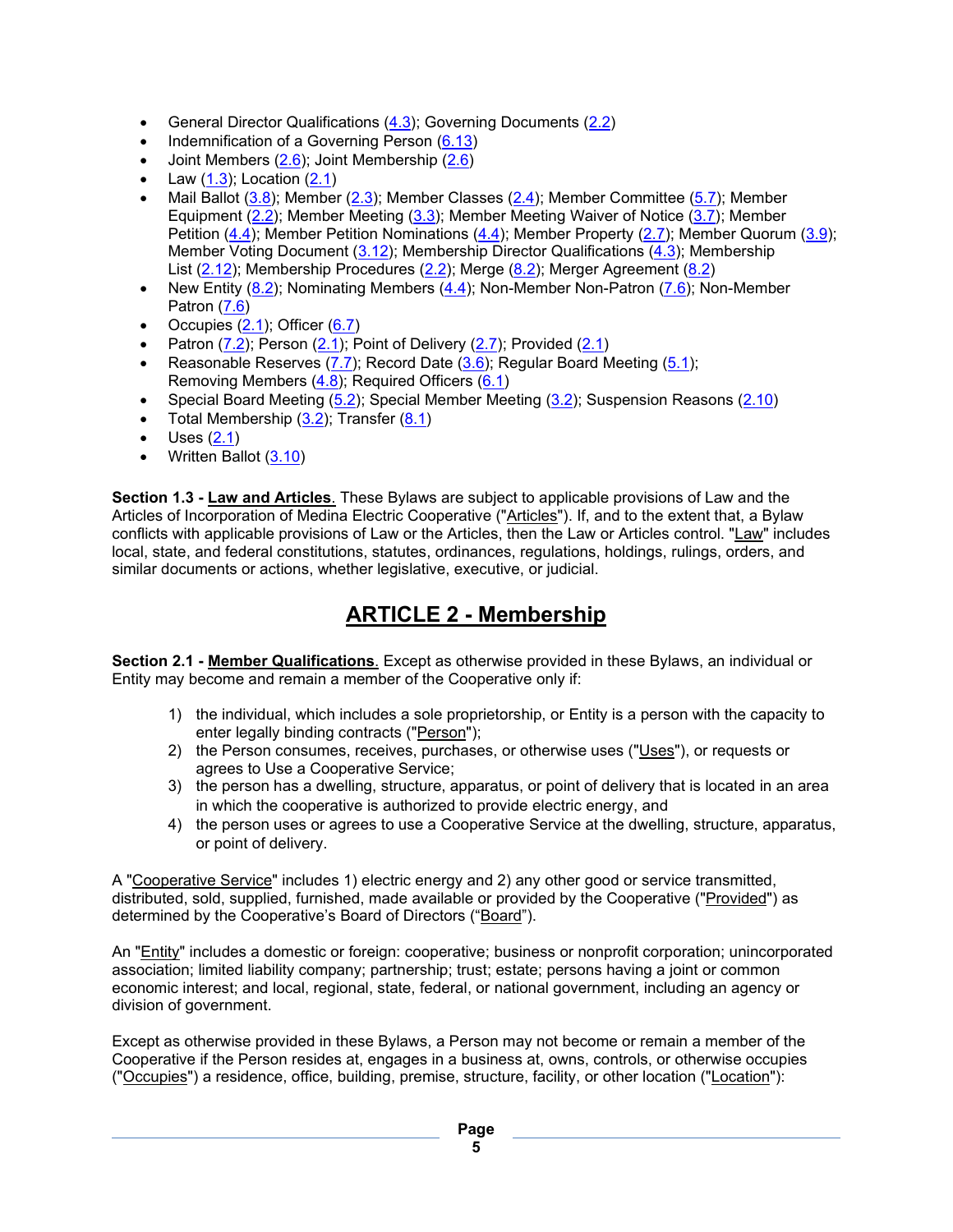- General Director Qualifications (4.3); Governing Documents (2.2)
- Indemnification of a Governing Person (6.13)
- Joint Members (2.6); Joint Membership (2.6)
- Law (1.3); Location (2.1)
- Mail Ballot (3.8); Member (2.3); Member Classes (2.4); Member Committee (5.7); Member Equipment (2.2); Member Meeting (3.3); Member Meeting Waiver of Notice (3.7); Member Petition (4.4); Member Petition Nominations (4.4); Member Property (2.7); Member Quorum (3.9); Member Voting Document (3.12); Membership Director Qualifications (4.3); Membership List (2.12); Membership Procedures (2.2); Merge (8.2); Merger Agreement (8.2)
- New Entity (8.2); Nominating Members (4.4); Non-Member Non-Patron (7.6); Non-Member Patron (7.6)
- Occupies (2.1); Officer (6.7)
- Patron (7.2); Person (2.1); Point of Delivery (2.7); Provided (2.1)
- Reasonable Reserves (7.7); Record Date (3.6); Regular Board Meeting (5.1); Removing Members (4.8); Required Officers (6.1)
- Special Board Meeting (5.2); Special Member Meeting (3.2); Suspension Reasons (2.10)
- Total Membership (3.2); Transfer (8.1)
- Uses (2.1)
- Written Ballot (3.10)

**Section 1.3 - Law and Articles.** These Bylaws are subject to applicable provisions of Law and the Articles of Incorporation of Medina Electric Cooperative ("Articles"). If, and to the extent that, a Bylaw conflicts with applicable provisions of Law or the Articles, then the Law or Articles control. "Law" includes local, state, and federal constitutions, statutes, ordinances, regulations, holdings, rulings, orders, and similar documents or actions, whether legislative, executive, or judicial.

# ARTICLE 2 - Membership

**Section 2.1 - Member Qualifications.** Except as otherwise provided in these Bylaws, an individual or Entity may become and remain a member of the Cooperative only if:

1) the individual, which includes a sole proprietorship, or Entity is a person with the capacity to enter legally binding contracts ("Person");
2) the Person consumes, receives, purchases, or otherwise uses ("Uses"), or requests or agrees to Use a Cooperative Service;
3) the person has a dwelling, structure, apparatus, or point of delivery that is located in an area in which the cooperative is authorized to provide electric energy, and
4) the person uses or agrees to use a Cooperative Service at the dwelling, structure, apparatus, or point of delivery.

A "Cooperative Service" includes 1) electric energy and 2) any other good or service transmitted, distributed, sold, supplied, furnished, made available or provided by the Cooperative ("Provided") as determined by the Cooperative's Board of Directors ("Board").

An "Entity" includes a domestic or foreign: cooperative; business or nonprofit corporation; unincorporated association; limited liability company; partnership; trust; estate; persons having a joint or common economic interest; and local, regional, state, federal, or national government, including an agency or division of government.

Except as otherwise provided in these Bylaws, a Person may not become or remain a member of the Cooperative if the Person resides at, engages in a business at, owns, controls, or otherwise occupies ("Occupies") a residence, office, building, premise, structure, facility, or other location ("Location"):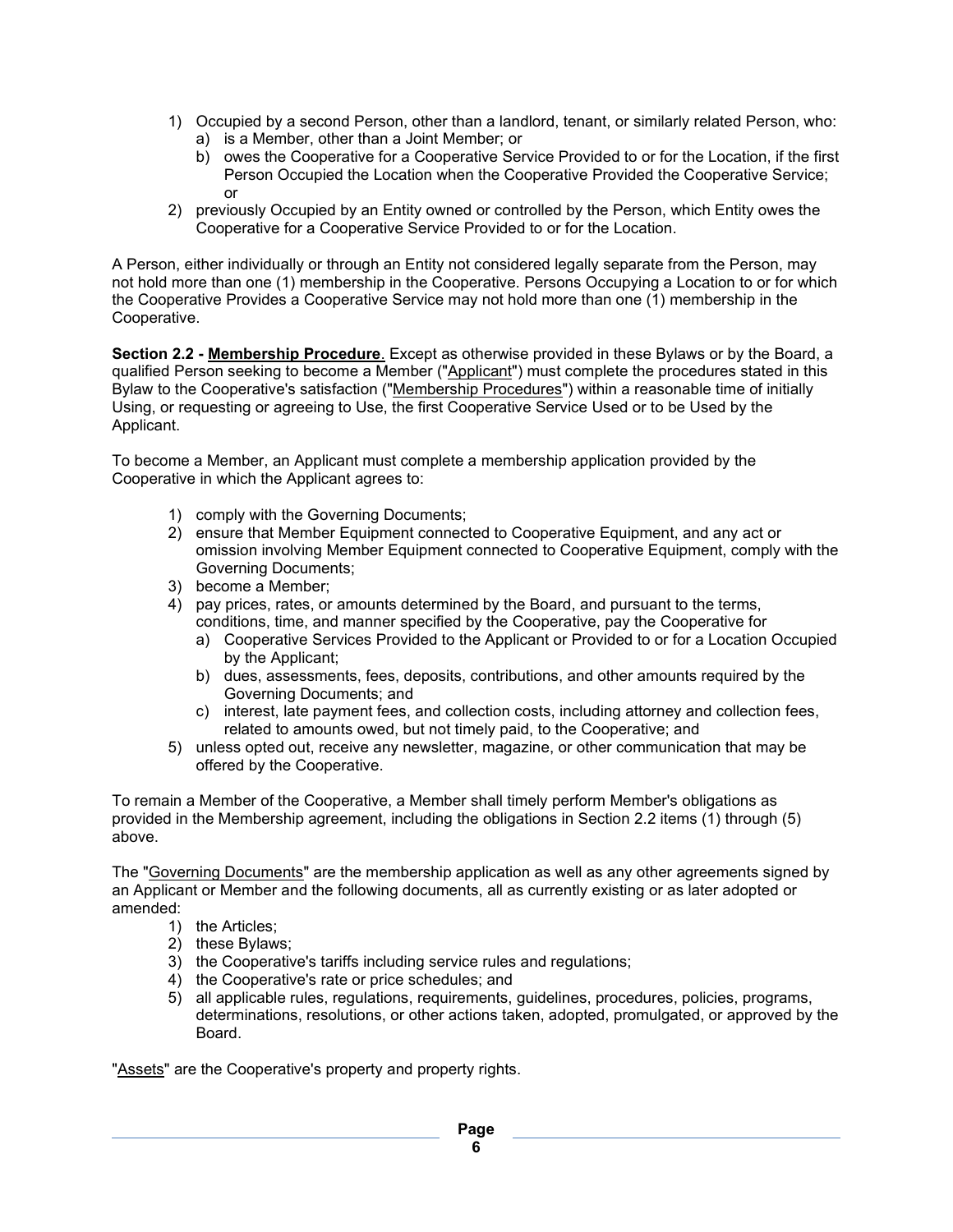1) Occupied by a second Person, other than a landlord, tenant, or similarly related Person, who:
   a) is a Member, other than a Joint Member; or
   b) owes the Cooperative for a Cooperative Service Provided to or for the Location, if the first Person Occupied the Location when the Cooperative Provided the Cooperative Service; or
2) previously Occupied by an Entity owned or controlled by the Person, which Entity owes the Cooperative for a Cooperative Service Provided to or for the Location.

A Person, either individually or through an Entity not considered legally separate from the Person, may not hold more than one (1) membership in the Cooperative. Persons Occupying a Location to or for which the Cooperative Provides a Cooperative Service may not hold more than one (1) membership in the Cooperative.

**Section 2.2 - Membership Procedure**. Except as otherwise provided in these Bylaws or by the Board, a qualified Person seeking to become a Member ("Applicant") must complete the procedures stated in this Bylaw to the Cooperative's satisfaction ("Membership Procedures") within a reasonable time of initially Using, or requesting or agreeing to Use, the first Cooperative Service Used or to be Used by the Applicant.

To become a Member, an Applicant must complete a membership application provided by the Cooperative in which the Applicant agrees to:

1) comply with the Governing Documents;
2) ensure that Member Equipment connected to Cooperative Equipment, and any act or omission involving Member Equipment connected to Cooperative Equipment, comply with the Governing Documents;
3) become a Member;
4) pay prices, rates, or amounts determined by the Board, and pursuant to the terms, conditions, time, and manner specified by the Cooperative, pay the Cooperative for
   a) Cooperative Services Provided to the Applicant or Provided to or for a Location Occupied by the Applicant;
   b) dues, assessments, fees, deposits, contributions, and other amounts required by the Governing Documents; and
   c) interest, late payment fees, and collection costs, including attorney and collection fees, related to amounts owed, but not timely paid, to the Cooperative; and
5) unless opted out, receive any newsletter, magazine, or other communication that may be offered by the Cooperative.

To remain a Member of the Cooperative, a Member shall timely perform Member's obligations as provided in the Membership agreement, including the obligations in Section 2.2 items (1) through (5) above.

The "Governing Documents" are the membership application as well as any other agreements signed by an Applicant or Member and the following documents, all as currently existing or as later adopted or amended:

1) the Articles;
2) these Bylaws;
3) the Cooperative's tariffs including service rules and regulations;
4) the Cooperative's rate or price schedules; and
5) all applicable rules, regulations, requirements, guidelines, procedures, policies, programs, determinations, resolutions, or other actions taken, adopted, promulgated, or approved by the Board.

"Assets" are the Cooperative's property and property rights.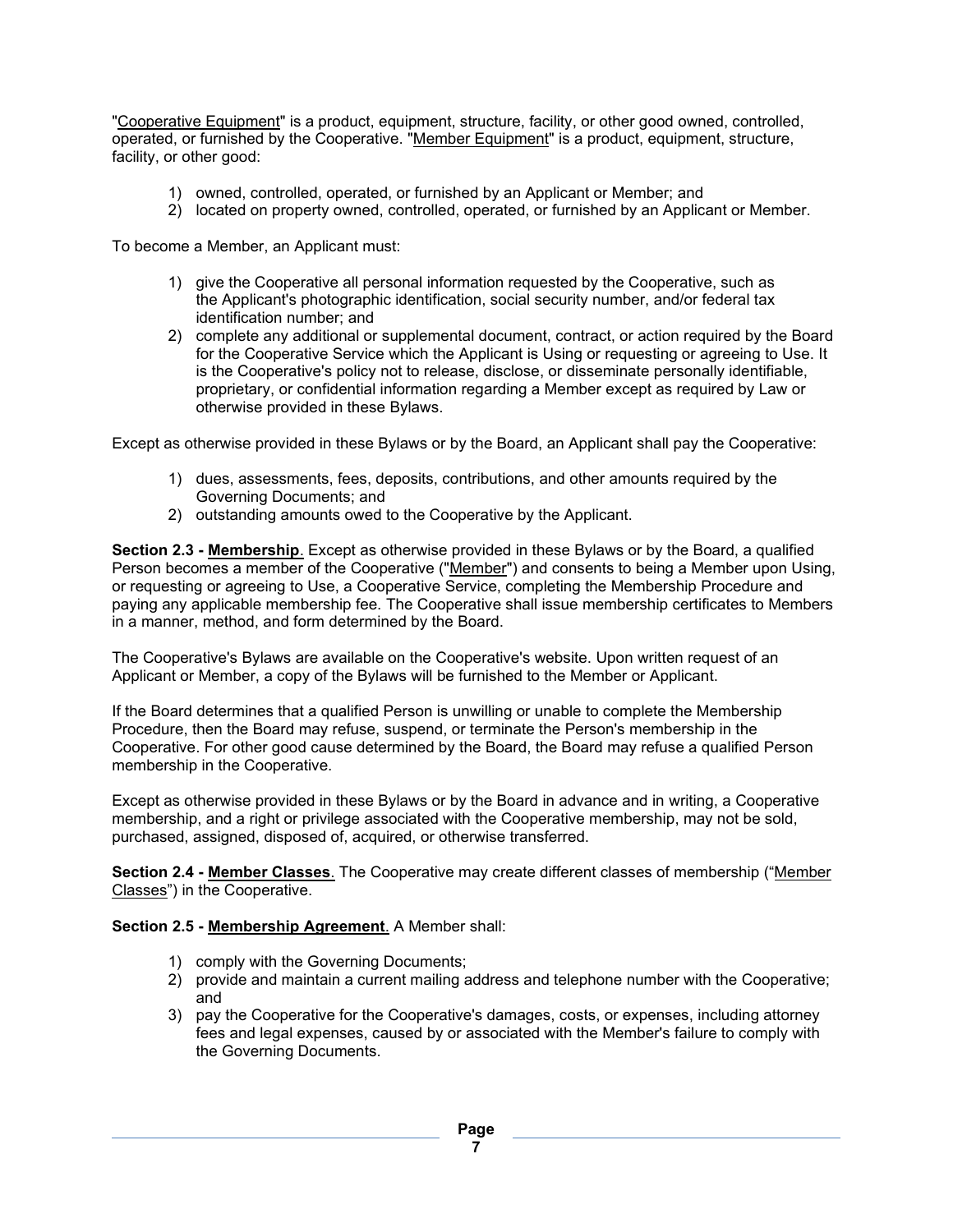"Cooperative Equipment" is a product, equipment, structure, facility, or other good owned, controlled, operated, or furnished by the Cooperative. "Member Equipment" is a product, equipment, structure, facility, or other good:

1) owned, controlled, operated, or furnished by an Applicant or Member; and
2) located on property owned, controlled, operated, or furnished by an Applicant or Member.

To become a Member, an Applicant must:

1) give the Cooperative all personal information requested by the Cooperative, such as the Applicant's photographic identification, social security number, and/or federal tax identification number; and
2) complete any additional or supplemental document, contract, or action required by the Board for the Cooperative Service which the Applicant is Using or requesting or agreeing to Use. It is the Cooperative's policy not to release, disclose, or disseminate personally identifiable, proprietary, or confidential information regarding a Member except as required by Law or otherwise provided in these Bylaws.

Except as otherwise provided in these Bylaws or by the Board, an Applicant shall pay the Cooperative:

1) dues, assessments, fees, deposits, contributions, and other amounts required by the Governing Documents; and
2) outstanding amounts owed to the Cooperative by the Applicant.

**Section 2.3 - Membership**. Except as otherwise provided in these Bylaws or by the Board, a qualified Person becomes a member of the Cooperative ("Member") and consents to being a Member upon Using, or requesting or agreeing to Use, a Cooperative Service, completing the Membership Procedure and paying any applicable membership fee. The Cooperative shall issue membership certificates to Members in a manner, method, and form determined by the Board.

The Cooperative's Bylaws are available on the Cooperative's website. Upon written request of an Applicant or Member, a copy of the Bylaws will be furnished to the Member or Applicant.

If the Board determines that a qualified Person is unwilling or unable to complete the Membership Procedure, then the Board may refuse, suspend, or terminate the Person's membership in the Cooperative. For other good cause determined by the Board, the Board may refuse a qualified Person membership in the Cooperative.

Except as otherwise provided in these Bylaws or by the Board in advance and in writing, a Cooperative membership, and a right or privilege associated with the Cooperative membership, may not be sold, purchased, assigned, disposed of, acquired, or otherwise transferred.

**Section 2.4 - Member Classes**. The Cooperative may create different classes of membership ("Member Classes") in the Cooperative.

**Section 2.5 - Membership Agreement**. A Member shall:

1) comply with the Governing Documents;
2) provide and maintain a current mailing address and telephone number with the Cooperative; and
3) pay the Cooperative for the Cooperative's damages, costs, or expenses, including attorney fees and legal expenses, caused by or associated with the Member's failure to comply with the Governing Documents.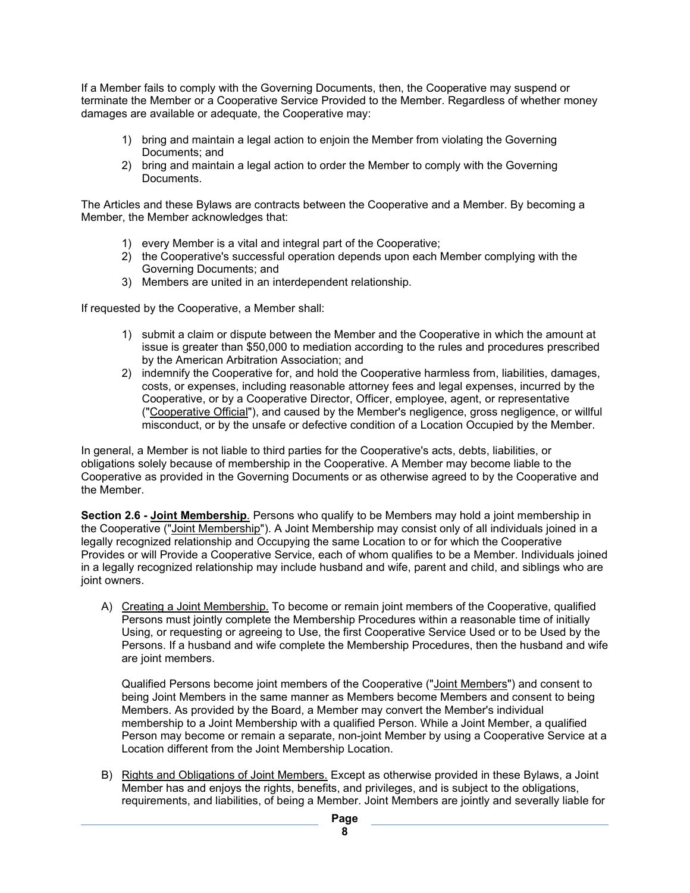If a Member fails to comply with the Governing Documents, then, the Cooperative may suspend or terminate the Member or a Cooperative Service Provided to the Member. Regardless of whether money damages are available or adequate, the Cooperative may:

1) bring and maintain a legal action to enjoin the Member from violating the Governing Documents; and
2) bring and maintain a legal action to order the Member to comply with the Governing Documents.

The Articles and these Bylaws are contracts between the Cooperative and a Member. By becoming a Member, the Member acknowledges that:

1) every Member is a vital and integral part of the Cooperative;
2) the Cooperative's successful operation depends upon each Member complying with the Governing Documents; and
3) Members are united in an interdependent relationship.

If requested by the Cooperative, a Member shall:

1) submit a claim or dispute between the Member and the Cooperative in which the amount at issue is greater than $50,000 to mediation according to the rules and procedures prescribed by the American Arbitration Association; and
2) indemnify the Cooperative for, and hold the Cooperative harmless from, liabilities, damages, costs, or expenses, including reasonable attorney fees and legal expenses, incurred by the Cooperative, or by a Cooperative Director, Officer, employee, agent, or representative ("Cooperative Official"), and caused by the Member's negligence, gross negligence, or willful misconduct, or by the unsafe or defective condition of a Location Occupied by the Member.

In general, a Member is not liable to third parties for the Cooperative's acts, debts, liabilities, or obligations solely because of membership in the Cooperative. A Member may become liable to the Cooperative as provided in the Governing Documents or as otherwise agreed to by the Cooperative and the Member.

**Section 2.6 - Joint Membership**. Persons who qualify to be Members may hold a joint membership in the Cooperative ("Joint Membership"). A Joint Membership may consist only of all individuals joined in a legally recognized relationship and Occupying the same Location to or for which the Cooperative Provides or will Provide a Cooperative Service, each of whom qualifies to be a Member. Individuals joined in a legally recognized relationship may include husband and wife, parent and child, and siblings who are joint owners.

A) Creating a Joint Membership. To become or remain joint members of the Cooperative, qualified Persons must jointly complete the Membership Procedures within a reasonable time of initially Using, or requesting or agreeing to Use, the first Cooperative Service Used or to be Used by the Persons. If a husband and wife complete the Membership Procedures, then the husband and wife are joint members.

   Qualified Persons become joint members of the Cooperative ("Joint Members") and consent to being Joint Members in the same manner as Members become Members and consent to being Members. As provided by the Board, a Member may convert the Member's individual membership to a Joint Membership with a qualified Person. While a Joint Member, a qualified Person may become or remain a separate, non-joint Member by using a Cooperative Service at a Location different from the Joint Membership Location.

B) Rights and Obligations of Joint Members. Except as otherwise provided in these Bylaws, a Joint Member has and enjoys the rights, benefits, and privileges, and is subject to the obligations, requirements, and liabilities, of being a Member. Joint Members are jointly and severally liable for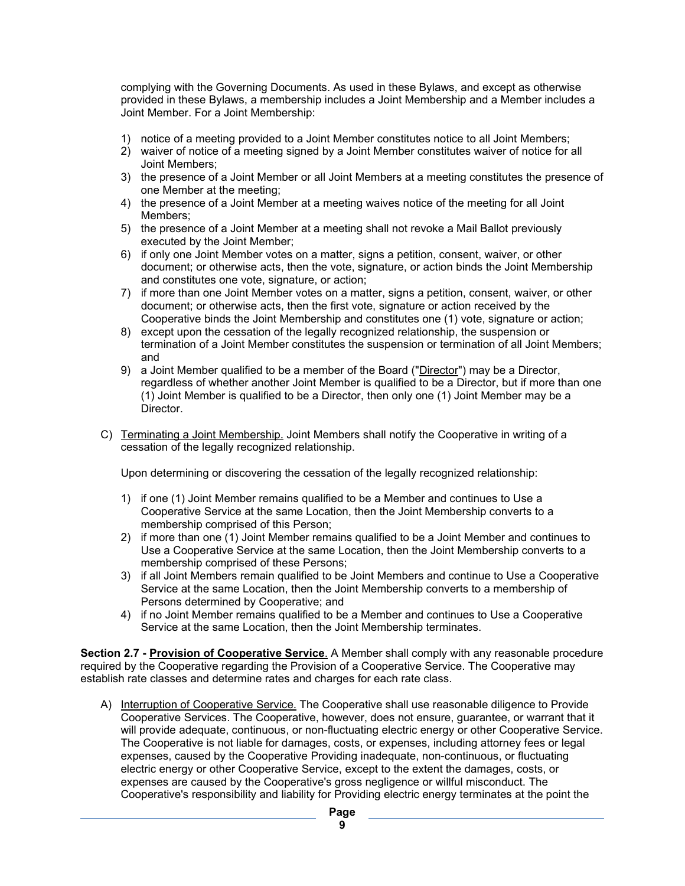complying with the Governing Documents. As used in these Bylaws, and except as otherwise provided in these Bylaws, a membership includes a Joint Membership and a Member includes a Joint Member. For a Joint Membership:

1) notice of a meeting provided to a Joint Member constitutes notice to all Joint Members;
2) waiver of notice of a meeting signed by a Joint Member constitutes waiver of notice for all Joint Members;
3) the presence of a Joint Member or all Joint Members at a meeting constitutes the presence of one Member at the meeting;
4) the presence of a Joint Member at a meeting waives notice of the meeting for all Joint Members;
5) the presence of a Joint Member at a meeting shall not revoke a Mail Ballot previously executed by the Joint Member;
6) if only one Joint Member votes on a matter, signs a petition, consent, waiver, or other document; or otherwise acts, then the vote, signature, or action binds the Joint Membership and constitutes one vote, signature, or action;
7) if more than one Joint Member votes on a matter, signs a petition, consent, waiver, or other document; or otherwise acts, then the first vote, signature or action received by the Cooperative binds the Joint Membership and constitutes one (1) vote, signature or action;
8) except upon the cessation of the legally recognized relationship, the suspension or termination of a Joint Member constitutes the suspension or termination of all Joint Members; and
9) a Joint Member qualified to be a member of the Board ("Director") may be a Director, regardless of whether another Joint Member is qualified to be a Director, but if more than one (1) Joint Member is qualified to be a Director, then only one (1) Joint Member may be a Director.

C) Terminating a Joint Membership. Joint Members shall notify the Cooperative in writing of a cessation of the legally recognized relationship.

Upon determining or discovering the cessation of the legally recognized relationship:

1) if one (1) Joint Member remains qualified to be a Member and continues to Use a Cooperative Service at the same Location, then the Joint Membership converts to a membership comprised of this Person;
2) if more than one (1) Joint Member remains qualified to be a Joint Member and continues to Use a Cooperative Service at the same Location, then the Joint Membership converts to a membership comprised of these Persons;
3) if all Joint Members remain qualified to be Joint Members and continue to Use a Cooperative Service at the same Location, then the Joint Membership converts to a membership of Persons determined by Cooperative; and
4) if no Joint Member remains qualified to be a Member and continues to Use a Cooperative Service at the same Location, then the Joint Membership terminates.

**Section 2.7 - Provision of Cooperative Service**. A Member shall comply with any reasonable procedure required by the Cooperative regarding the Provision of a Cooperative Service. The Cooperative may establish rate classes and determine rates and charges for each rate class.

A) Interruption of Cooperative Service. The Cooperative shall use reasonable diligence to Provide Cooperative Services. The Cooperative, however, does not ensure, guarantee, or warrant that it will provide adequate, continuous, or non-fluctuating electric energy or other Cooperative Service. The Cooperative is not liable for damages, costs, or expenses, including attorney fees or legal expenses, caused by the Cooperative Providing inadequate, non-continuous, or fluctuating electric energy or other Cooperative Service, except to the extent the damages, costs, or expenses are caused by the Cooperative's gross negligence or willful misconduct. The Cooperative's responsibility and liability for Providing electric energy terminates at the point the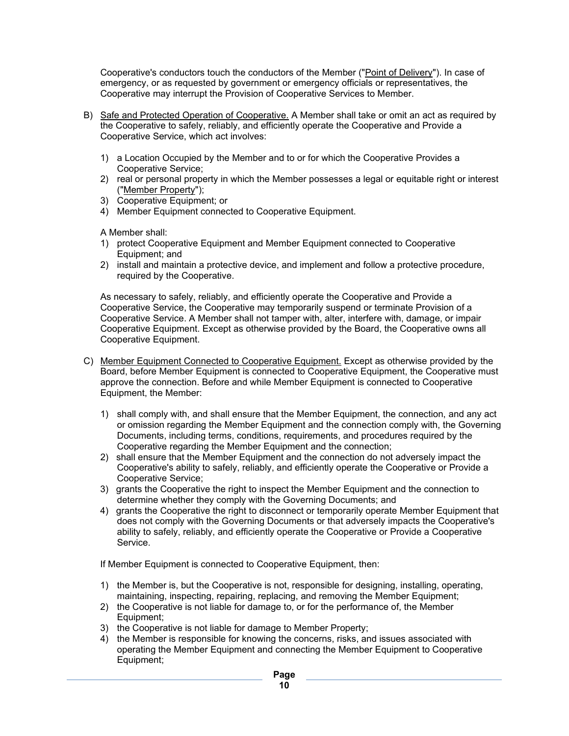Cooperative's conductors touch the conductors of the Member ("Point of Delivery"). In case of emergency, or as requested by government or emergency officials or representatives, the Cooperative may interrupt the Provision of Cooperative Services to Member.

B) Safe and Protected Operation of Cooperative. A Member shall take or omit an act as required by the Cooperative to safely, reliably, and efficiently operate the Cooperative and Provide a Cooperative Service, which act involves:

   1) a Location Occupied by the Member and to or for which the Cooperative Provides a Cooperative Service;
   2) real or personal property in which the Member possesses a legal or equitable right or interest ("Member Property");
   3) Cooperative Equipment; or
   4) Member Equipment connected to Cooperative Equipment.

   A Member shall:
   1) protect Cooperative Equipment and Member Equipment connected to Cooperative Equipment; and
   2) install and maintain a protective device, and implement and follow a protective procedure, required by the Cooperative.

   As necessary to safely, reliably, and efficiently operate the Cooperative and Provide a Cooperative Service, the Cooperative may temporarily suspend or terminate Provision of a Cooperative Service. A Member shall not tamper with, alter, interfere with, damage, or impair Cooperative Equipment. Except as otherwise provided by the Board, the Cooperative owns all Cooperative Equipment.

C) Member Equipment Connected to Cooperative Equipment. Except as otherwise provided by the Board, before Member Equipment is connected to Cooperative Equipment, the Cooperative must approve the connection. Before and while Member Equipment is connected to Cooperative Equipment, the Member:

   1) shall comply with, and shall ensure that the Member Equipment, the connection, and any act or omission regarding the Member Equipment and the connection comply with, the Governing Documents, including terms, conditions, requirements, and procedures required by the Cooperative regarding the Member Equipment and the connection;
   2) shall ensure that the Member Equipment and the connection do not adversely impact the Cooperative's ability to safely, reliably, and efficiently operate the Cooperative or Provide a Cooperative Service;
   3) grants the Cooperative the right to inspect the Member Equipment and the connection to determine whether they comply with the Governing Documents; and
   4) grants the Cooperative the right to disconnect or temporarily operate Member Equipment that does not comply with the Governing Documents or that adversely impacts the Cooperative's ability to safely, reliably, and efficiently operate the Cooperative or Provide a Cooperative Service.

   If Member Equipment is connected to Cooperative Equipment, then:

   1) the Member is, but the Cooperative is not, responsible for designing, installing, operating, maintaining, inspecting, repairing, replacing, and removing the Member Equipment;
   2) the Cooperative is not liable for damage to, or for the performance of, the Member Equipment;
   3) the Cooperative is not liable for damage to Member Property;
   4) the Member is responsible for knowing the concerns, risks, and issues associated with operating the Member Equipment and connecting the Member Equipment to Cooperative Equipment;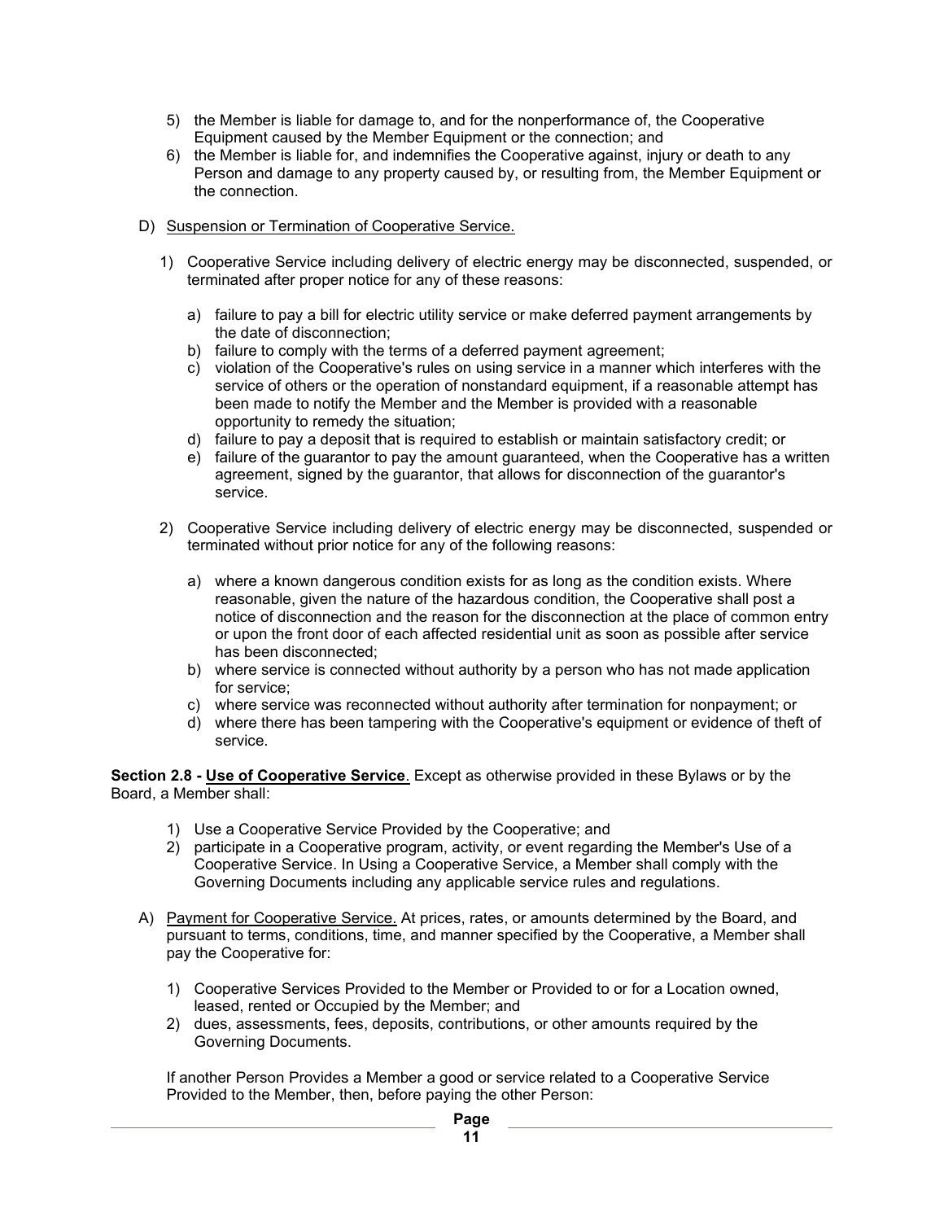5) the Member is liable for damage to, and for the nonperformance of, the Cooperative Equipment caused by the Member Equipment or the connection; and
6) the Member is liable for, and indemnifies the Cooperative against, injury or death to any Person and damage to any property caused by, or resulting from, the Member Equipment or the connection.

D) Suspension or Termination of Cooperative Service.

1) Cooperative Service including delivery of electric energy may be disconnected, suspended, or terminated after proper notice for any of these reasons:

   a) failure to pay a bill for electric utility service or make deferred payment arrangements by the date of disconnection;
   b) failure to comply with the terms of a deferred payment agreement;
   c) violation of the Cooperative's rules on using service in a manner which interferes with the service of others or the operation of nonstandard equipment, if a reasonable attempt has been made to notify the Member and the Member is provided with a reasonable opportunity to remedy the situation;
   d) failure to pay a deposit that is required to establish or maintain satisfactory credit; or
   e) failure of the guarantor to pay the amount guaranteed, when the Cooperative has a written agreement, signed by the guarantor, that allows for disconnection of the guarantor's service.

2) Cooperative Service including delivery of electric energy may be disconnected, suspended or terminated without prior notice for any of the following reasons:

   a) where a known dangerous condition exists for as long as the condition exists. Where reasonable, given the nature of the hazardous condition, the Cooperative shall post a notice of disconnection and the reason for the disconnection at the place of common entry or upon the front door of each affected residential unit as soon as possible after service has been disconnected;
   b) where service is connected without authority by a person who has not made application for service;
   c) where service was reconnected without authority after termination for nonpayment; or
   d) where there has been tampering with the Cooperative's equipment or evidence of theft of service.

**Section 2.8 - Use of Cooperative Service**. Except as otherwise provided in these Bylaws or by the Board, a Member shall:

1) Use a Cooperative Service Provided by the Cooperative; and
2) participate in a Cooperative program, activity, or event regarding the Member's Use of a Cooperative Service. In Using a Cooperative Service, a Member shall comply with the Governing Documents including any applicable service rules and regulations.

A) Payment for Cooperative Service. At prices, rates, or amounts determined by the Board, and pursuant to terms, conditions, time, and manner specified by the Cooperative, a Member shall pay the Cooperative for:

1) Cooperative Services Provided to the Member or Provided to or for a Location owned, leased, rented or Occupied by the Member; and
2) dues, assessments, fees, deposits, contributions, or other amounts required by the Governing Documents.

If another Person Provides a Member a good or service related to a Cooperative Service Provided to the Member, then, before paying the other Person: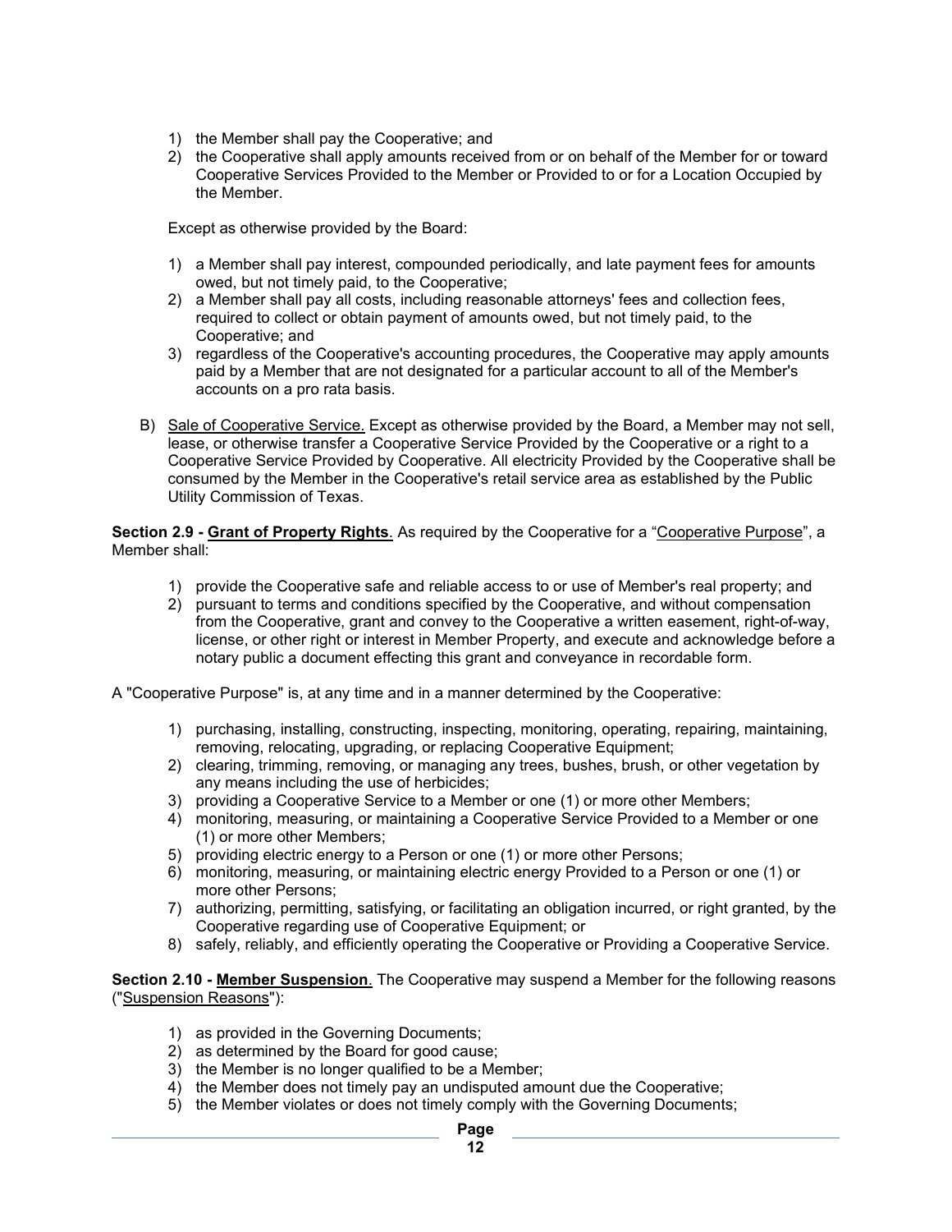1) the Member shall pay the Cooperative; and
2) the Cooperative shall apply amounts received from or on behalf of the Member for or toward Cooperative Services Provided to the Member or Provided to or for a Location Occupied by the Member.

Except as otherwise provided by the Board:

1) a Member shall pay interest, compounded periodically, and late payment fees for amounts owed, but not timely paid, to the Cooperative;
2) a Member shall pay all costs, including reasonable attorneys' fees and collection fees, required to collect or obtain payment of amounts owed, but not timely paid, to the Cooperative; and
3) regardless of the Cooperative's accounting procedures, the Cooperative may apply amounts paid by a Member that are not designated for a particular account to all of the Member's accounts on a pro rata basis.

B) Sale of Cooperative Service. Except as otherwise provided by the Board, a Member may not sell, lease, or otherwise transfer a Cooperative Service Provided by the Cooperative or a right to a Cooperative Service Provided by Cooperative. All electricity Provided by the Cooperative shall be consumed by the Member in the Cooperative's retail service area as established by the Public Utility Commission of Texas.

**Section 2.9 - Grant of Property Rights**. As required by the Cooperative for a "Cooperative Purpose", a Member shall:

1) provide the Cooperative safe and reliable access to or use of Member's real property; and
2) pursuant to terms and conditions specified by the Cooperative, and without compensation from the Cooperative, grant and convey to the Cooperative a written easement, right-of-way, license, or other right or interest in Member Property, and execute and acknowledge before a notary public a document effecting this grant and conveyance in recordable form.

A "Cooperative Purpose" is, at any time and in a manner determined by the Cooperative:

1) purchasing, installing, constructing, inspecting, monitoring, operating, repairing, maintaining, removing, relocating, upgrading, or replacing Cooperative Equipment;
2) clearing, trimming, removing, or managing any trees, bushes, brush, or other vegetation by any means including the use of herbicides;
3) providing a Cooperative Service to a Member or one (1) or more other Members;
4) monitoring, measuring, or maintaining a Cooperative Service Provided to a Member or one (1) or more other Members;
5) providing electric energy to a Person or one (1) or more other Persons;
6) monitoring, measuring, or maintaining electric energy Provided to a Person or one (1) or more other Persons;
7) authorizing, permitting, satisfying, or facilitating an obligation incurred, or right granted, by the Cooperative regarding use of Cooperative Equipment; or
8) safely, reliably, and efficiently operating the Cooperative or Providing a Cooperative Service.

**Section 2.10 - Member Suspension**. The Cooperative may suspend a Member for the following reasons ("Suspension Reasons"):

1) as provided in the Governing Documents;
2) as determined by the Board for good cause;
3) the Member is no longer qualified to be a Member;
4) the Member does not timely pay an undisputed amount due the Cooperative;
5) the Member violates or does not timely comply with the Governing Documents;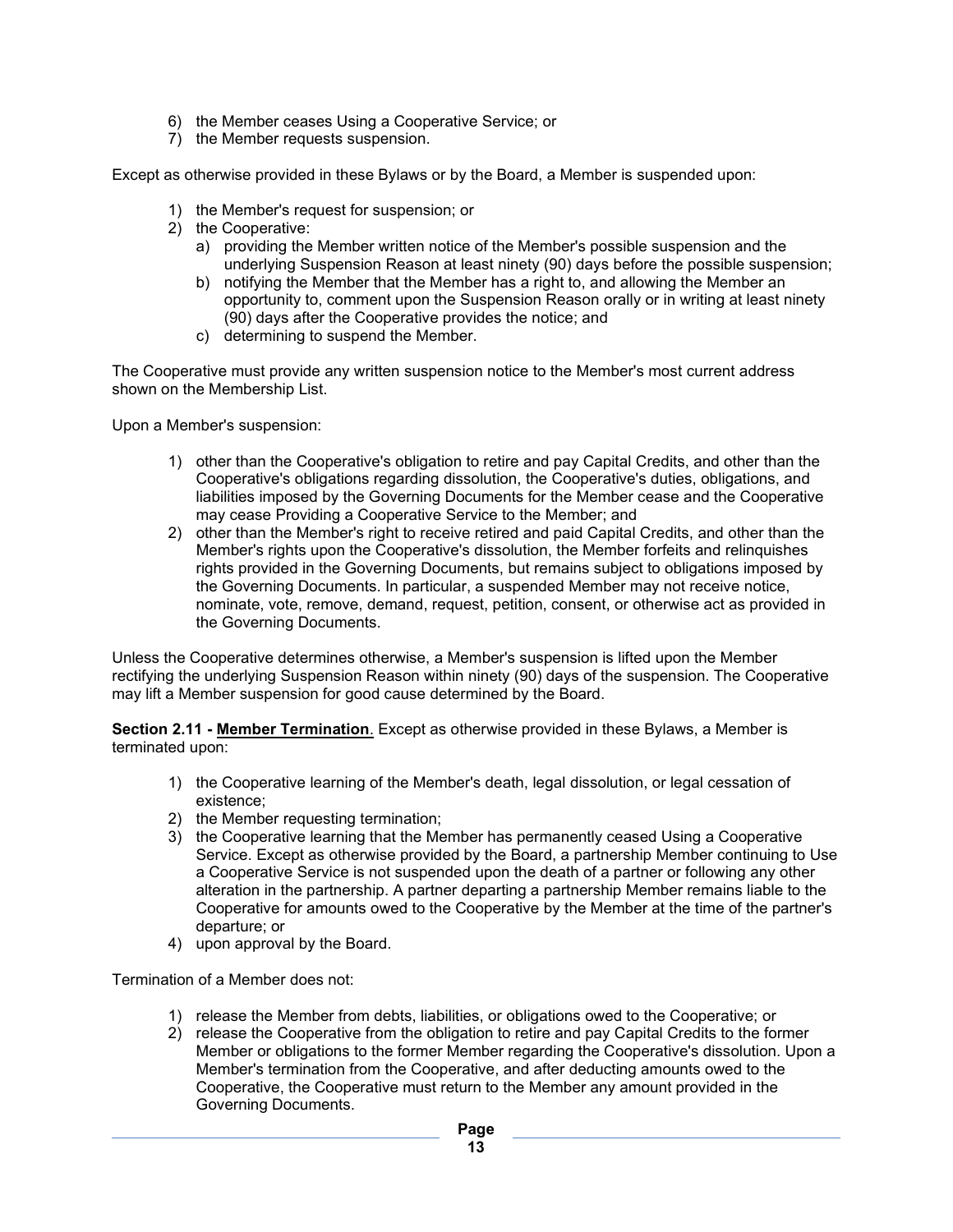6) the Member ceases Using a Cooperative Service; or
7) the Member requests suspension.

Except as otherwise provided in these Bylaws or by the Board, a Member is suspended upon:

1) the Member's request for suspension; or
2) the Cooperative:
   a) providing the Member written notice of the Member's possible suspension and the underlying Suspension Reason at least ninety (90) days before the possible suspension;
   b) notifying the Member that the Member has a right to, and allowing the Member an opportunity to, comment upon the Suspension Reason orally or in writing at least ninety (90) days after the Cooperative provides the notice; and
   c) determining to suspend the Member.

The Cooperative must provide any written suspension notice to the Member's most current address shown on the Membership List.

Upon a Member's suspension:

1) other than the Cooperative's obligation to retire and pay Capital Credits, and other than the Cooperative's obligations regarding dissolution, the Cooperative's duties, obligations, and liabilities imposed by the Governing Documents for the Member cease and the Cooperative may cease Providing a Cooperative Service to the Member; and
2) other than the Member's right to receive retired and paid Capital Credits, and other than the Member's rights upon the Cooperative's dissolution, the Member forfeits and relinquishes rights provided in the Governing Documents, but remains subject to obligations imposed by the Governing Documents. In particular, a suspended Member may not receive notice, nominate, vote, remove, demand, request, petition, consent, or otherwise act as provided in the Governing Documents.

Unless the Cooperative determines otherwise, a Member's suspension is lifted upon the Member rectifying the underlying Suspension Reason within ninety (90) days of the suspension. The Cooperative may lift a Member suspension for good cause determined by the Board.

**Section 2.11 - <u>Member Termination</u>**. Except as otherwise provided in these Bylaws, a Member is terminated upon:

1) the Cooperative learning of the Member's death, legal dissolution, or legal cessation of existence;
2) the Member requesting termination;
3) the Cooperative learning that the Member has permanently ceased Using a Cooperative Service. Except as otherwise provided by the Board, a partnership Member continuing to Use a Cooperative Service is not suspended upon the death of a partner or following any other alteration in the partnership. A partner departing a partnership Member remains liable to the Cooperative for amounts owed to the Cooperative by the Member at the time of the partner's departure; or
4) upon approval by the Board.

Termination of a Member does not:

1) release the Member from debts, liabilities, or obligations owed to the Cooperative; or
2) release the Cooperative from the obligation to retire and pay Capital Credits to the former Member or obligations to the former Member regarding the Cooperative's dissolution. Upon a Member's termination from the Cooperative, and after deducting amounts owed to the Cooperative, the Cooperative must return to the Member any amount provided in the Governing Documents.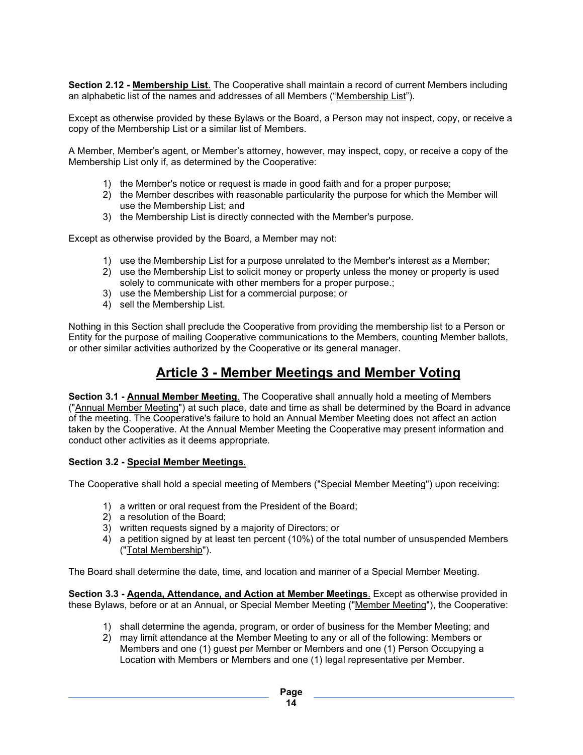**Section 2.12 - Membership List**. The Cooperative shall maintain a record of current Members including an alphabetic list of the names and addresses of all Members ("Membership List").

Except as otherwise provided by these Bylaws or the Board, a Person may not inspect, copy, or receive a copy of the Membership List or a similar list of Members.

A Member, Member's agent, or Member's attorney, however, may inspect, copy, or receive a copy of the Membership List only if, as determined by the Cooperative:

1) the Member's notice or request is made in good faith and for a proper purpose;
2) the Member describes with reasonable particularity the purpose for which the Member will use the Membership List; and
3) the Membership List is directly connected with the Member's purpose.

Except as otherwise provided by the Board, a Member may not:

1) use the Membership List for a purpose unrelated to the Member's interest as a Member;
2) use the Membership List to solicit money or property unless the money or property is used solely to communicate with other members for a proper purpose.;
3) use the Membership List for a commercial purpose; or
4) sell the Membership List.

Nothing in this Section shall preclude the Cooperative from providing the membership list to a Person or Entity for the purpose of mailing Cooperative communications to the Members, counting Member ballots, or other similar activities authorized by the Cooperative or its general manager.

# Article 3 - Member Meetings and Member Voting

**Section 3.1 - Annual Member Meeting**. The Cooperative shall annually hold a meeting of Members ("Annual Member Meeting") at such place, date and time as shall be determined by the Board in advance of the meeting. The Cooperative's failure to hold an Annual Member Meeting does not affect an action taken by the Cooperative. At the Annual Member Meeting the Cooperative may present information and conduct other activities as it deems appropriate.

**Section 3.2 - Special Member Meetings**.

The Cooperative shall hold a special meeting of Members ("Special Member Meeting") upon receiving:

1) a written or oral request from the President of the Board;
2) a resolution of the Board;
3) written requests signed by a majority of Directors; or
4) a petition signed by at least ten percent (10%) of the total number of unsuspended Members ("Total Membership").

The Board shall determine the date, time, and location and manner of a Special Member Meeting.

**Section 3.3 - Agenda, Attendance, and Action at Member Meetings**. Except as otherwise provided in these Bylaws, before or at an Annual, or Special Member Meeting ("Member Meeting"), the Cooperative:

1) shall determine the agenda, program, or order of business for the Member Meeting; and
2) may limit attendance at the Member Meeting to any or all of the following: Members or Members and one (1) guest per Member or Members and one (1) Person Occupying a Location with Members or Members and one (1) legal representative per Member.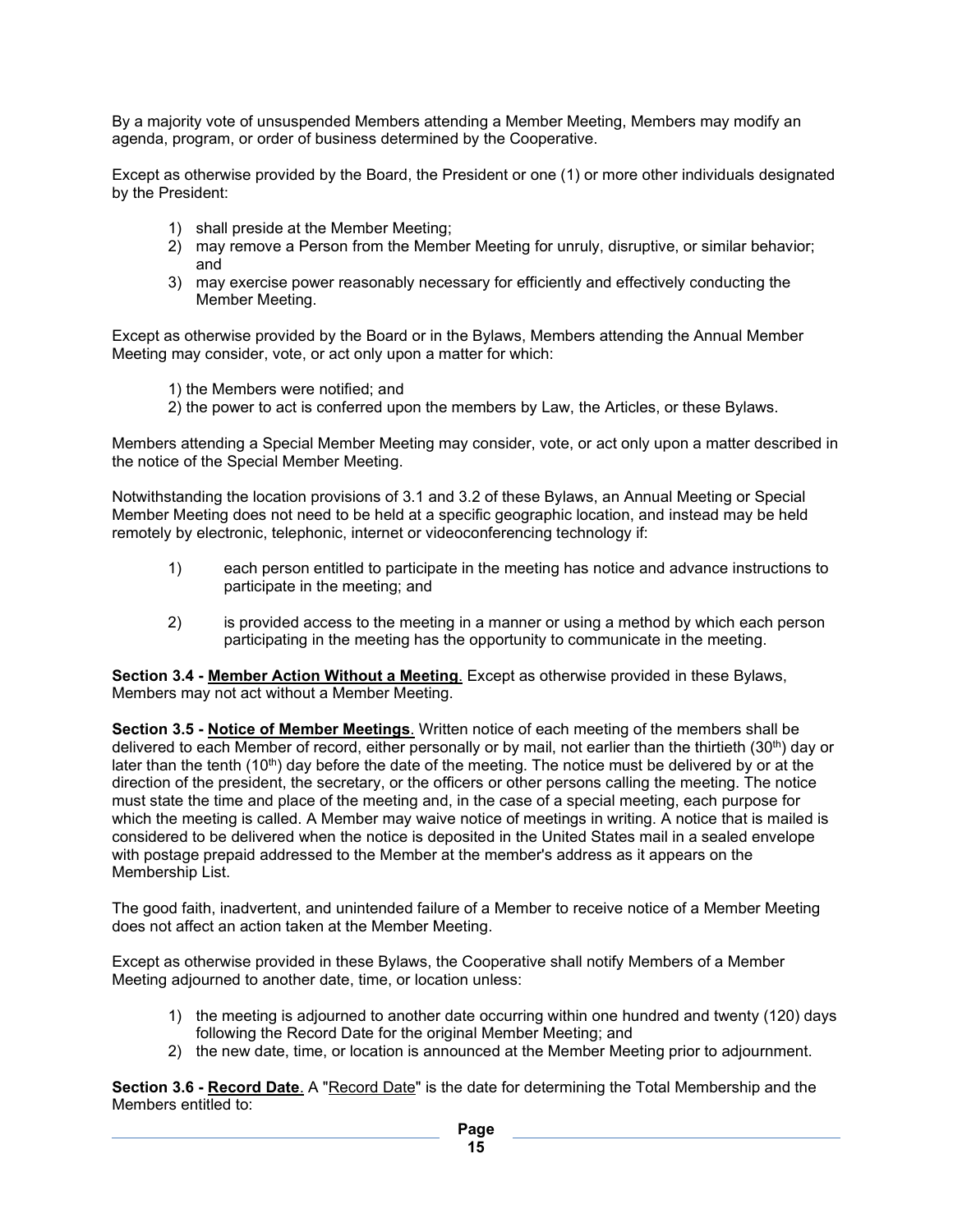By a majority vote of unsuspended Members attending a Member Meeting, Members may modify an agenda, program, or order of business determined by the Cooperative.

Except as otherwise provided by the Board, the President or one (1) or more other individuals designated by the President:

1) shall preside at the Member Meeting;
2) may remove a Person from the Member Meeting for unruly, disruptive, or similar behavior; and
3) may exercise power reasonably necessary for efficiently and effectively conducting the Member Meeting.

Except as otherwise provided by the Board or in the Bylaws, Members attending the Annual Member Meeting may consider, vote, or act only upon a matter for which:

1) the Members were notified; and
2) the power to act is conferred upon the members by Law, the Articles, or these Bylaws.

Members attending a Special Member Meeting may consider, vote, or act only upon a matter described in the notice of the Special Member Meeting.

Notwithstanding the location provisions of 3.1 and 3.2 of these Bylaws, an Annual Meeting or Special Member Meeting does not need to be held at a specific geographic location, and instead may be held remotely by electronic, telephonic, internet or videoconferencing technology if:

1) each person entitled to participate in the meeting has notice and advance instructions to participate in the meeting; and

2) is provided access to the meeting in a manner or using a method by which each person participating in the meeting has the opportunity to communicate in the meeting.

**Section 3.4 - Member Action Without a Meeting**. Except as otherwise provided in these Bylaws, Members may not act without a Member Meeting.

**Section 3.5 - Notice of Member Meetings**. Written notice of each meeting of the members shall be delivered to each Member of record, either personally or by mail, not earlier than the thirtieth (30th) day or later than the tenth (10th) day before the date of the meeting. The notice must be delivered by or at the direction of the president, the secretary, or the officers or other persons calling the meeting. The notice must state the time and place of the meeting and, in the case of a special meeting, each purpose for which the meeting is called. A Member may waive notice of meetings in writing. A notice that is mailed is considered to be delivered when the notice is deposited in the United States mail in a sealed envelope with postage prepaid addressed to the Member at the member's address as it appears on the Membership List.

The good faith, inadvertent, and unintended failure of a Member to receive notice of a Member Meeting does not affect an action taken at the Member Meeting.

Except as otherwise provided in these Bylaws, the Cooperative shall notify Members of a Member Meeting adjourned to another date, time, or location unless:

1) the meeting is adjourned to another date occurring within one hundred and twenty (120) days following the Record Date for the original Member Meeting; and
2) the new date, time, or location is announced at the Member Meeting prior to adjournment.

**Section 3.6 - Record Date**. A "Record Date" is the date for determining the Total Membership and the Members entitled to: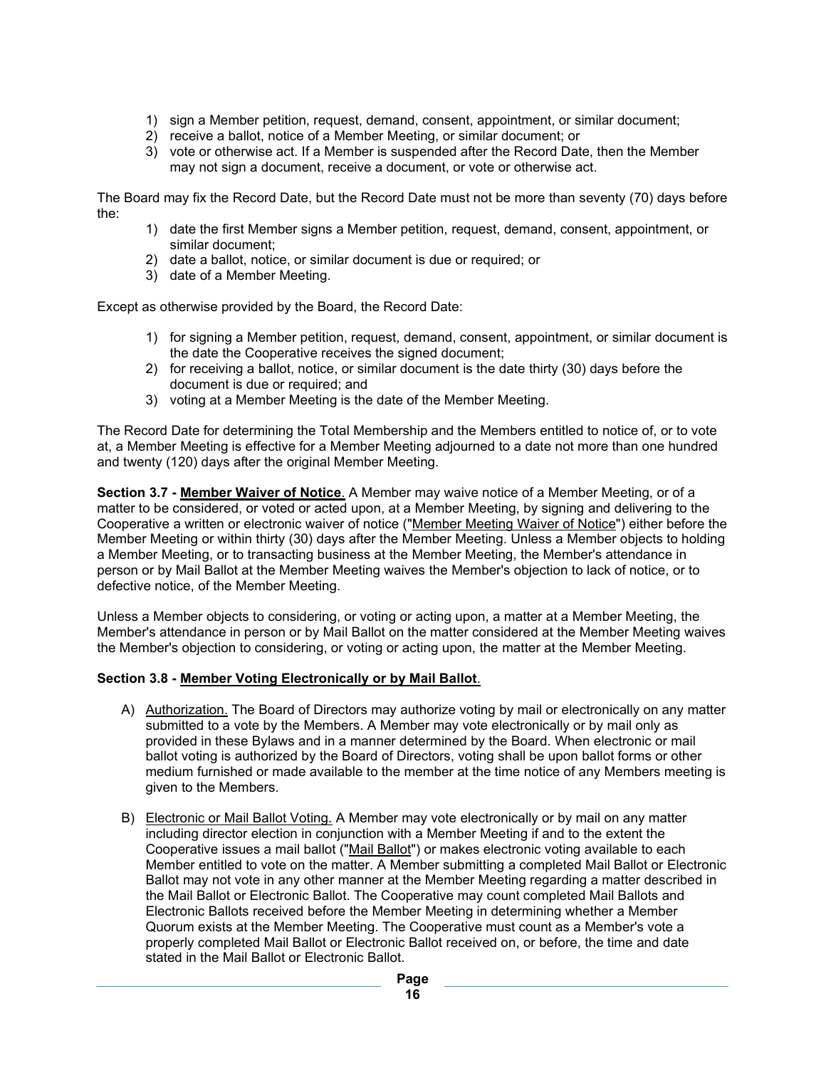1) sign a Member petition, request, demand, consent, appointment, or similar document;
2) receive a ballot, notice of a Member Meeting, or similar document; or
3) vote or otherwise act. If a Member is suspended after the Record Date, then the Member may not sign a document, receive a document, or vote or otherwise act.

The Board may fix the Record Date, but the Record Date must not be more than seventy (70) days before the:

1) date the first Member signs a Member petition, request, demand, consent, appointment, or similar document;
2) date a ballot, notice, or similar document is due or required; or
3) date of a Member Meeting.

Except as otherwise provided by the Board, the Record Date:

1) for signing a Member petition, request, demand, consent, appointment, or similar document is the date the Cooperative receives the signed document;
2) for receiving a ballot, notice, or similar document is the date thirty (30) days before the document is due or required; and
3) voting at a Member Meeting is the date of the Member Meeting.

The Record Date for determining the Total Membership and the Members entitled to notice of, or to vote at, a Member Meeting is effective for a Member Meeting adjourned to a date not more than one hundred and twenty (120) days after the original Member Meeting.

**Section 3.7 - <u>Member Waiver of Notice</u>**. A Member may waive notice of a Member Meeting, or of a matter to be considered, or voted or acted upon, at a Member Meeting, by signing and delivering to the Cooperative a written or electronic waiver of notice ("<u>Member Meeting Waiver of Notice</u>") either before the Member Meeting or within thirty (30) days after the Member Meeting. Unless a Member objects to holding a Member Meeting, or to transacting business at the Member Meeting, the Member's attendance in person or by Mail Ballot at the Member Meeting waives the Member's objection to lack of notice, or to defective notice, of the Member Meeting.

Unless a Member objects to considering, or voting or acting upon, a matter at a Member Meeting, the Member's attendance in person or by Mail Ballot on the matter considered at the Member Meeting waives the Member's objection to considering, or voting or acting upon, the matter at the Member Meeting.

**Section 3.8 - <u>Member Voting Electronically or by Mail Ballot</u>**.

A) <u>Authorization.</u> The Board of Directors may authorize voting by mail or electronically on any matter submitted to a vote by the Members. A Member may vote electronically or by mail only as provided in these Bylaws and in a manner determined by the Board. When electronic or mail ballot voting is authorized by the Board of Directors, voting shall be upon ballot forms or other medium furnished or made available to the member at the time notice of any Members meeting is given to the Members.

B) <u>Electronic or Mail Ballot Voting.</u> A Member may vote electronically or by mail on any matter including director election in conjunction with a Member Meeting if and to the extent the Cooperative issues a mail ballot ("<u>Mail Ballot</u>") or makes electronic voting available to each Member entitled to vote on the matter. A Member submitting a completed Mail Ballot or Electronic Ballot may not vote in any other manner at the Member Meeting regarding a matter described in the Mail Ballot or Electronic Ballot. The Cooperative may count completed Mail Ballots and Electronic Ballots received before the Member Meeting in determining whether a Member Quorum exists at the Member Meeting. The Cooperative must count as a Member's vote a properly completed Mail Ballot or Electronic Ballot received on, or before, the time and date stated in the Mail Ballot or Electronic Ballot.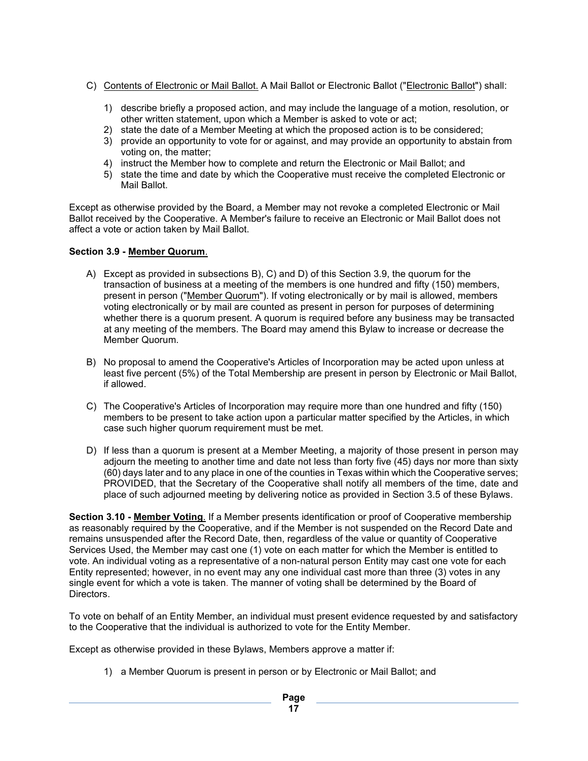C) Contents of Electronic or Mail Ballot. A Mail Ballot or Electronic Ballot ("Electronic Ballot") shall:

1) describe briefly a proposed action, and may include the language of a motion, resolution, or other written statement, upon which a Member is asked to vote or act;
2) state the date of a Member Meeting at which the proposed action is to be considered;
3) provide an opportunity to vote for or against, and may provide an opportunity to abstain from voting on, the matter;
4) instruct the Member how to complete and return the Electronic or Mail Ballot; and
5) state the time and date by which the Cooperative must receive the completed Electronic or Mail Ballot.

Except as otherwise provided by the Board, a Member may not revoke a completed Electronic or Mail Ballot received by the Cooperative. A Member's failure to receive an Electronic or Mail Ballot does not affect a vote or action taken by Mail Ballot.

**Section 3.9 - Member Quorum.**

A) Except as provided in subsections B), C) and D) of this Section 3.9, the quorum for the transaction of business at a meeting of the members is one hundred and fifty (150) members, present in person ("Member Quorum"). If voting electronically or by mail is allowed, members voting electronically or by mail are counted as present in person for purposes of determining whether there is a quorum present. A quorum is required before any business may be transacted at any meeting of the members. The Board may amend this Bylaw to increase or decrease the Member Quorum.

B) No proposal to amend the Cooperative's Articles of Incorporation may be acted upon unless at least five percent (5%) of the Total Membership are present in person by Electronic or Mail Ballot, if allowed.

C) The Cooperative's Articles of Incorporation may require more than one hundred and fifty (150) members to be present to take action upon a particular matter specified by the Articles, in which case such higher quorum requirement must be met.

D) If less than a quorum is present at a Member Meeting, a majority of those present in person may adjourn the meeting to another time and date not less than forty five (45) days nor more than sixty (60) days later and to any place in one of the counties in Texas within which the Cooperative serves; PROVIDED, that the Secretary of the Cooperative shall notify all members of the time, date and place of such adjourned meeting by delivering notice as provided in Section 3.5 of these Bylaws.

**Section 3.10 - Member Voting.** If a Member presents identification or proof of Cooperative membership as reasonably required by the Cooperative, and if the Member is not suspended on the Record Date and remains unsuspended after the Record Date, then, regardless of the value or quantity of Cooperative Services Used, the Member may cast one (1) vote on each matter for which the Member is entitled to vote. An individual voting as a representative of a non-natural person Entity may cast one vote for each Entity represented; however, in no event may any one individual cast more than three (3) votes in any single event for which a vote is taken. The manner of voting shall be determined by the Board of Directors.

To vote on behalf of an Entity Member, an individual must present evidence requested by and satisfactory to the Cooperative that the individual is authorized to vote for the Entity Member.

Except as otherwise provided in these Bylaws, Members approve a matter if:

1) a Member Quorum is present in person or by Electronic or Mail Ballot; and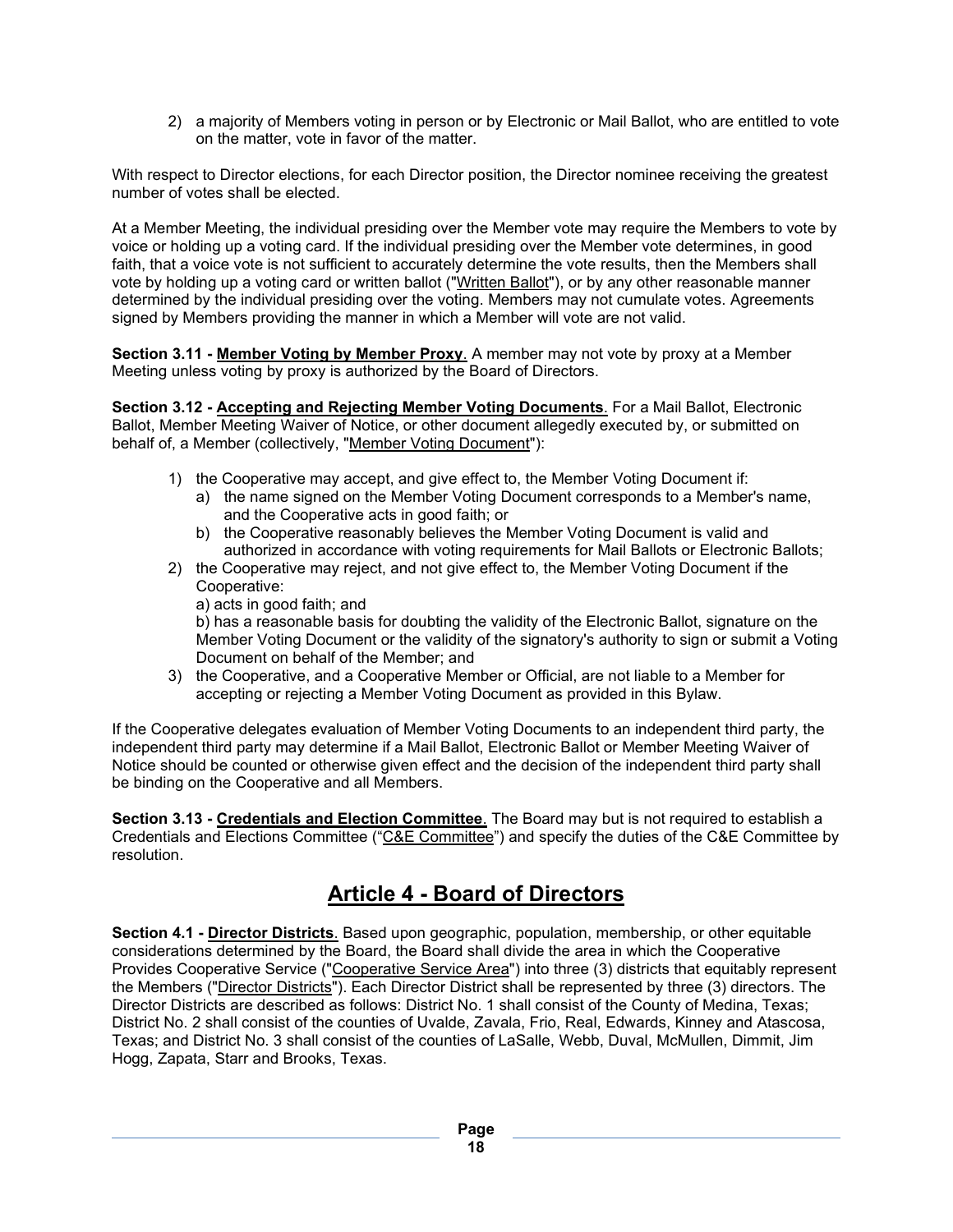2) a majority of Members voting in person or by Electronic or Mail Ballot, who are entitled to vote on the matter, vote in favor of the matter.

With respect to Director elections, for each Director position, the Director nominee receiving the greatest number of votes shall be elected.

At a Member Meeting, the individual presiding over the Member vote may require the Members to vote by voice or holding up a voting card. If the individual presiding over the Member vote determines, in good faith, that a voice vote is not sufficient to accurately determine the vote results, then the Members shall vote by holding up a voting card or written ballot ("Written Ballot"), or by any other reasonable manner determined by the individual presiding over the voting. Members may not cumulate votes. Agreements signed by Members providing the manner in which a Member will vote are not valid.

**Section 3.11 - Member Voting by Member Proxy**. A member may not vote by proxy at a Member Meeting unless voting by proxy is authorized by the Board of Directors.

**Section 3.12 - Accepting and Rejecting Member Voting Documents**. For a Mail Ballot, Electronic Ballot, Member Meeting Waiver of Notice, or other document allegedly executed by, or submitted on behalf of, a Member (collectively, "Member Voting Document"):

1) the Cooperative may accept, and give effect to, the Member Voting Document if:
   a) the name signed on the Member Voting Document corresponds to a Member's name, and the Cooperative acts in good faith; or
   b) the Cooperative reasonably believes the Member Voting Document is valid and authorized in accordance with voting requirements for Mail Ballots or Electronic Ballots;
2) the Cooperative may reject, and not give effect to, the Member Voting Document if the Cooperative:
   a) acts in good faith; and
   b) has a reasonable basis for doubting the validity of the Electronic Ballot, signature on the Member Voting Document or the validity of the signatory's authority to sign or submit a Voting Document on behalf of the Member; and
3) the Cooperative, and a Cooperative Member or Official, are not liable to a Member for accepting or rejecting a Member Voting Document as provided in this Bylaw.

If the Cooperative delegates evaluation of Member Voting Documents to an independent third party, the independent third party may determine if a Mail Ballot, Electronic Ballot or Member Meeting Waiver of Notice should be counted or otherwise given effect and the decision of the independent third party shall be binding on the Cooperative and all Members.

**Section 3.13 - Credentials and Election Committee**. The Board may but is not required to establish a Credentials and Elections Committee ("C&E Committee") and specify the duties of the C&E Committee by resolution.

# Article 4 - Board of Directors

**Section 4.1 - Director Districts**. Based upon geographic, population, membership, or other equitable considerations determined by the Board, the Board shall divide the area in which the Cooperative Provides Cooperative Service ("Cooperative Service Area") into three (3) districts that equitably represent the Members ("Director Districts"). Each Director District shall be represented by three (3) directors. The Director Districts are described as follows: District No. 1 shall consist of the County of Medina, Texas; District No. 2 shall consist of the counties of Uvalde, Zavala, Frio, Real, Edwards, Kinney and Atascosa, Texas; and District No. 3 shall consist of the counties of LaSalle, Webb, Duval, McMullen, Dimmit, Jim Hogg, Zapata, Starr and Brooks, Texas.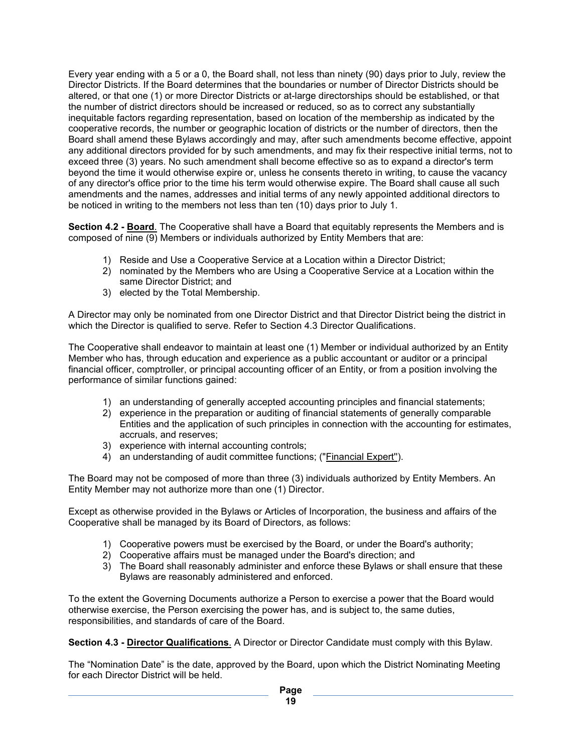Every year ending with a 5 or a 0, the Board shall, not less than ninety (90) days prior to July, review the Director Districts. If the Board determines that the boundaries or number of Director Districts should be altered, or that one (1) or more Director Districts or at-large directorships should be established, or that the number of district directors should be increased or reduced, so as to correct any substantially inequitable factors regarding representation, based on location of the membership as indicated by the cooperative records, the number or geographic location of districts or the number of directors, then the Board shall amend these Bylaws accordingly and may, after such amendments become effective, appoint any additional directors provided for by such amendments, and may fix their respective initial terms, not to exceed three (3) years. No such amendment shall become effective so as to expand a director's term beyond the time it would otherwise expire or, unless he consents thereto in writing, to cause the vacancy of any director's office prior to the time his term would otherwise expire. The Board shall cause all such amendments and the names, addresses and initial terms of any newly appointed additional directors to be noticed in writing to the members not less than ten (10) days prior to July 1.

**Section 4.2 - <u>Board</u>**. The Cooperative shall have a Board that equitably represents the Members and is composed of nine (9) Members or individuals authorized by Entity Members that are:

1) Reside and Use a Cooperative Service at a Location within a Director District;
2) nominated by the Members who are Using a Cooperative Service at a Location within the same Director District; and
3) elected by the Total Membership.

A Director may only be nominated from one Director District and that Director District being the district in which the Director is qualified to serve. Refer to Section 4.3 Director Qualifications.

The Cooperative shall endeavor to maintain at least one (1) Member or individual authorized by an Entity Member who has, through education and experience as a public accountant or auditor or a principal financial officer, comptroller, or principal accounting officer of an Entity, or from a position involving the performance of similar functions gained:

1) an understanding of generally accepted accounting principles and financial statements;
2) experience in the preparation or auditing of financial statements of generally comparable Entities and the application of such principles in connection with the accounting for estimates, accruals, and reserves;
3) experience with internal accounting controls;
4) an understanding of audit committee functions; ("<u>Financial Expert</u>").

The Board may not be composed of more than three (3) individuals authorized by Entity Members. An Entity Member may not authorize more than one (1) Director.

Except as otherwise provided in the Bylaws or Articles of Incorporation, the business and affairs of the Cooperative shall be managed by its Board of Directors, as follows:

1) Cooperative powers must be exercised by the Board, or under the Board's authority;
2) Cooperative affairs must be managed under the Board's direction; and
3) The Board shall reasonably administer and enforce these Bylaws or shall ensure that these Bylaws are reasonably administered and enforced.

To the extent the Governing Documents authorize a Person to exercise a power that the Board would otherwise exercise, the Person exercising the power has, and is subject to, the same duties, responsibilities, and standards of care of the Board.

**Section 4.3 - <u>Director Qualifications</u>**. A Director or Director Candidate must comply with this Bylaw.

The "Nomination Date" is the date, approved by the Board, upon which the District Nominating Meeting for each Director District will be held.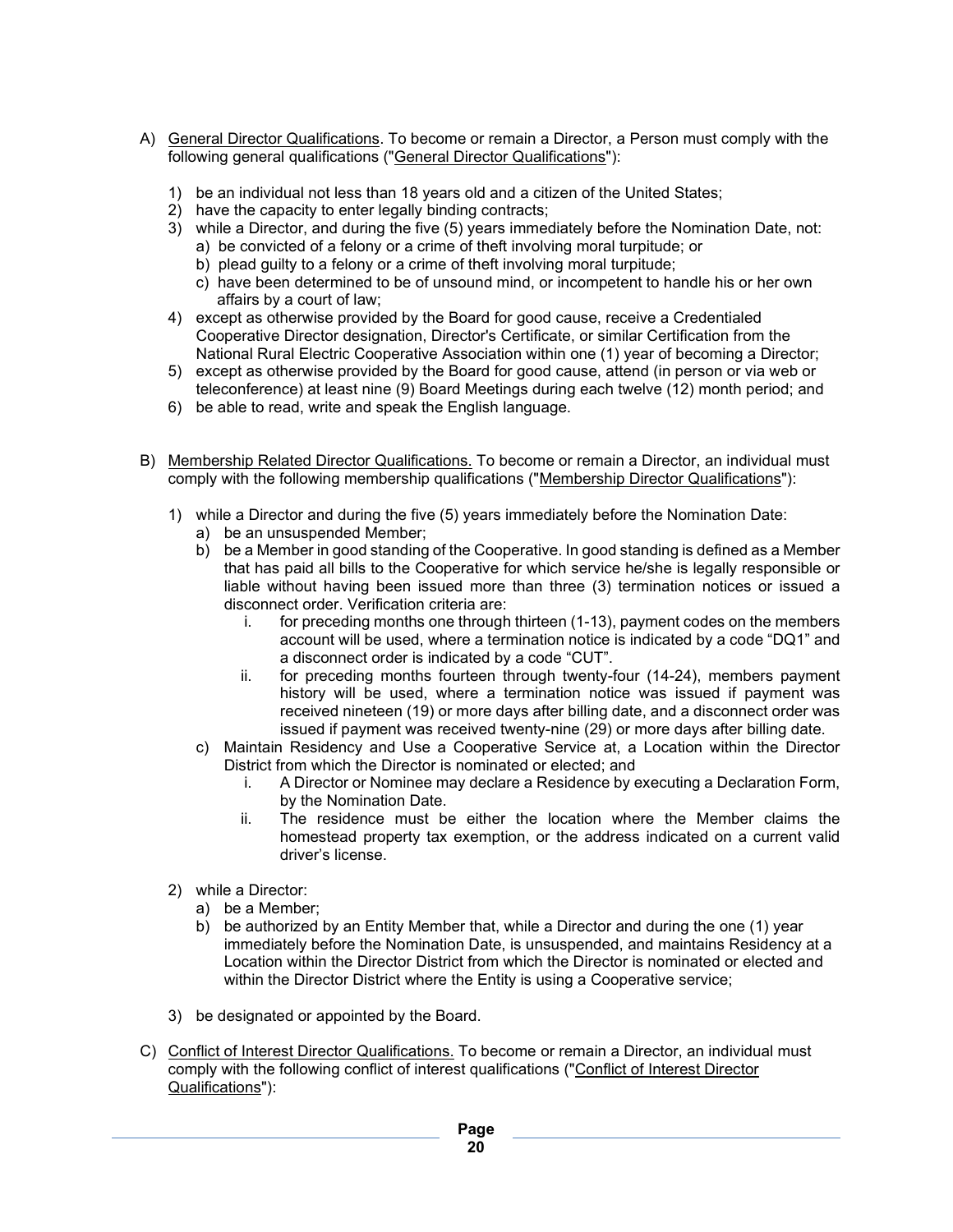A) <u>General Director Qualifications</u>. To become or remain a Director, a Person must comply with the following general qualifications ("<u>General Director Qualifications</u>"):

   1) be an individual not less than 18 years old and a citizen of the United States;
   2) have the capacity to enter legally binding contracts;
   3) while a Director, and during the five (5) years immediately before the Nomination Date, not:
      a) be convicted of a felony or a crime of theft involving moral turpitude; or
      b) plead guilty to a felony or a crime of theft involving moral turpitude;
      c) have been determined to be of unsound mind, or incompetent to handle his or her own affairs by a court of law;
   4) except as otherwise provided by the Board for good cause, receive a Credentialed Cooperative Director designation, Director's Certificate, or similar Certification from the National Rural Electric Cooperative Association within one (1) year of becoming a Director;
   5) except as otherwise provided by the Board for good cause, attend (in person or via web or teleconference) at least nine (9) Board Meetings during each twelve (12) month period; and
   6) be able to read, write and speak the English language.

B) <u>Membership Related Director Qualifications.</u> To become or remain a Director, an individual must comply with the following membership qualifications ("<u>Membership Director Qualifications</u>"):

   1) while a Director and during the five (5) years immediately before the Nomination Date:
      a) be an unsuspended Member;
      b) be a Member in good standing of the Cooperative. In good standing is defined as a Member that has paid all bills to the Cooperative for which service he/she is legally responsible or liable without having been issued more than three (3) termination notices or issued a disconnect order. Verification criteria are:
         i. for preceding months one through thirteen (1-13), payment codes on the members account will be used, where a termination notice is indicated by a code "DQ1" and a disconnect order is indicated by a code "CUT".
         ii. for preceding months fourteen through twenty-four (14-24), members payment history will be used, where a termination notice was issued if payment was received nineteen (19) or more days after billing date, and a disconnect order was issued if payment was received twenty-nine (29) or more days after billing date.
      c) Maintain Residency and Use a Cooperative Service at, a Location within the Director District from which the Director is nominated or elected; and
         i. A Director or Nominee may declare a Residence by executing a Declaration Form, by the Nomination Date.
         ii. The residence must be either the location where the Member claims the homestead property tax exemption, or the address indicated on a current valid driver's license.

   2) while a Director:
      a) be a Member;
      b) be authorized by an Entity Member that, while a Director and during the one (1) year immediately before the Nomination Date, is unsuspended, and maintains Residency at a Location within the Director District from which the Director is nominated or elected and within the Director District where the Entity is using a Cooperative service;

   3) be designated or appointed by the Board.

C) <u>Conflict of Interest Director Qualifications.</u> To become or remain a Director, an individual must comply with the following conflict of interest qualifications ("<u>Conflict of Interest Director Qualifications</u>"):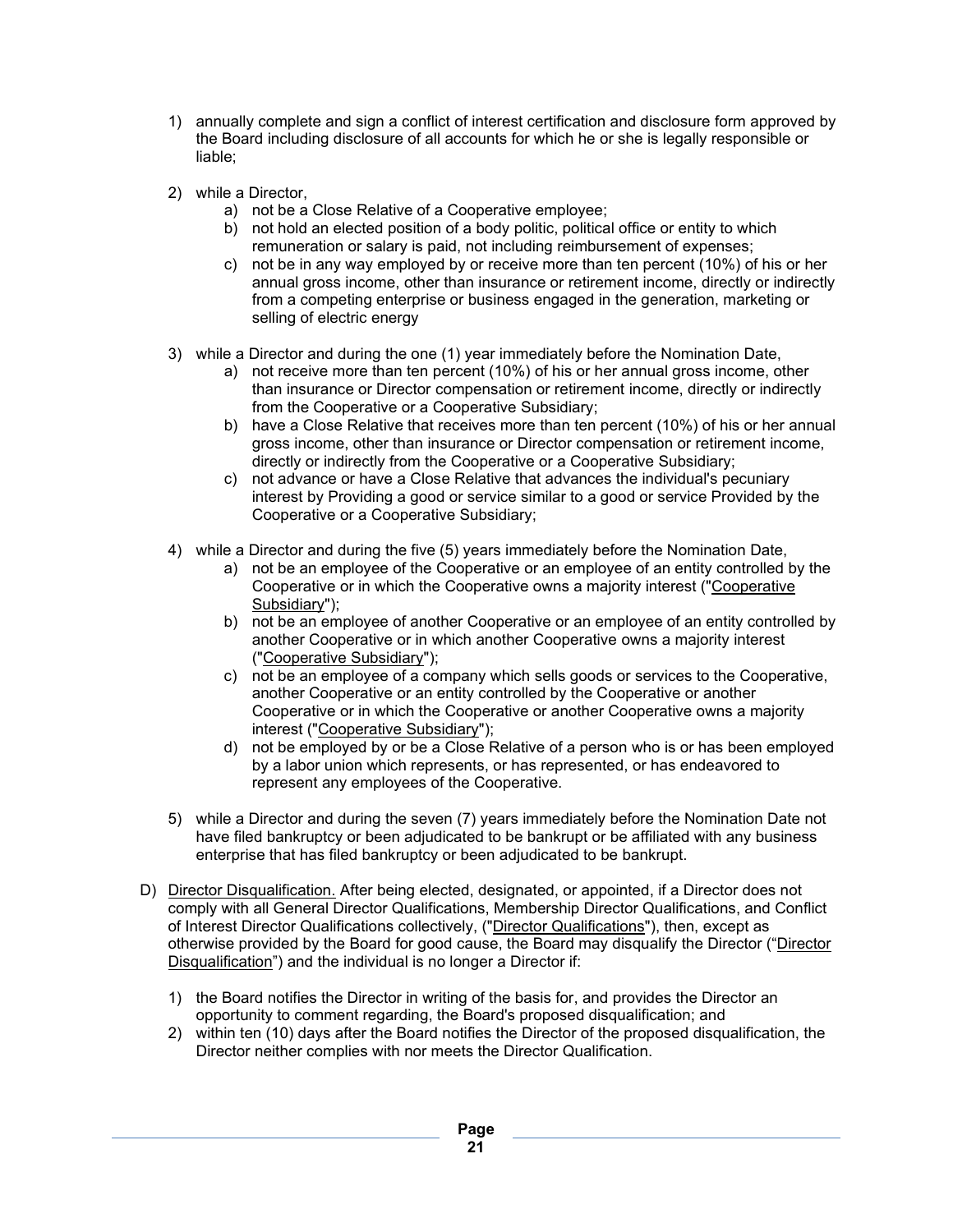1) annually complete and sign a conflict of interest certification and disclosure form approved by the Board including disclosure of all accounts for which he or she is legally responsible or liable;

2) while a Director,
   a) not be a Close Relative of a Cooperative employee;
   b) not hold an elected position of a body politic, political office or entity to which remuneration or salary is paid, not including reimbursement of expenses;
   c) not be in any way employed by or receive more than ten percent (10%) of his or her annual gross income, other than insurance or retirement income, directly or indirectly from a competing enterprise or business engaged in the generation, marketing or selling of electric energy

3) while a Director and during the one (1) year immediately before the Nomination Date,
   a) not receive more than ten percent (10%) of his or her annual gross income, other than insurance or Director compensation or retirement income, directly or indirectly from the Cooperative or a Cooperative Subsidiary;
   b) have a Close Relative that receives more than ten percent (10%) of his or her annual gross income, other than insurance or Director compensation or retirement income, directly or indirectly from the Cooperative or a Cooperative Subsidiary;
   c) not advance or have a Close Relative that advances the individual's pecuniary interest by Providing a good or service similar to a good or service Provided by the Cooperative or a Cooperative Subsidiary;

4) while a Director and during the five (5) years immediately before the Nomination Date,
   a) not be an employee of the Cooperative or an employee of an entity controlled by the Cooperative or in which the Cooperative owns a majority interest ("Cooperative Subsidiary");
   b) not be an employee of another Cooperative or an employee of an entity controlled by another Cooperative or in which another Cooperative owns a majority interest ("Cooperative Subsidiary");
   c) not be an employee of a company which sells goods or services to the Cooperative, another Cooperative or an entity controlled by the Cooperative or another Cooperative or in which the Cooperative or another Cooperative owns a majority interest ("Cooperative Subsidiary");
   d) not be employed by or be a Close Relative of a person who is or has been employed by a labor union which represents, or has represented, or has endeavored to represent any employees of the Cooperative.

5) while a Director and during the seven (7) years immediately before the Nomination Date not have filed bankruptcy or been adjudicated to be bankrupt or be affiliated with any business enterprise that has filed bankruptcy or been adjudicated to be bankrupt.

D) Director Disqualification. After being elected, designated, or appointed, if a Director does not comply with all General Director Qualifications, Membership Director Qualifications, and Conflict of Interest Director Qualifications collectively, ("Director Qualifications"), then, except as otherwise provided by the Board for good cause, the Board may disqualify the Director ("Director Disqualification") and the individual is no longer a Director if:

   1) the Board notifies the Director in writing of the basis for, and provides the Director an opportunity to comment regarding, the Board's proposed disqualification; and
   2) within ten (10) days after the Board notifies the Director of the proposed disqualification, the Director neither complies with nor meets the Director Qualification.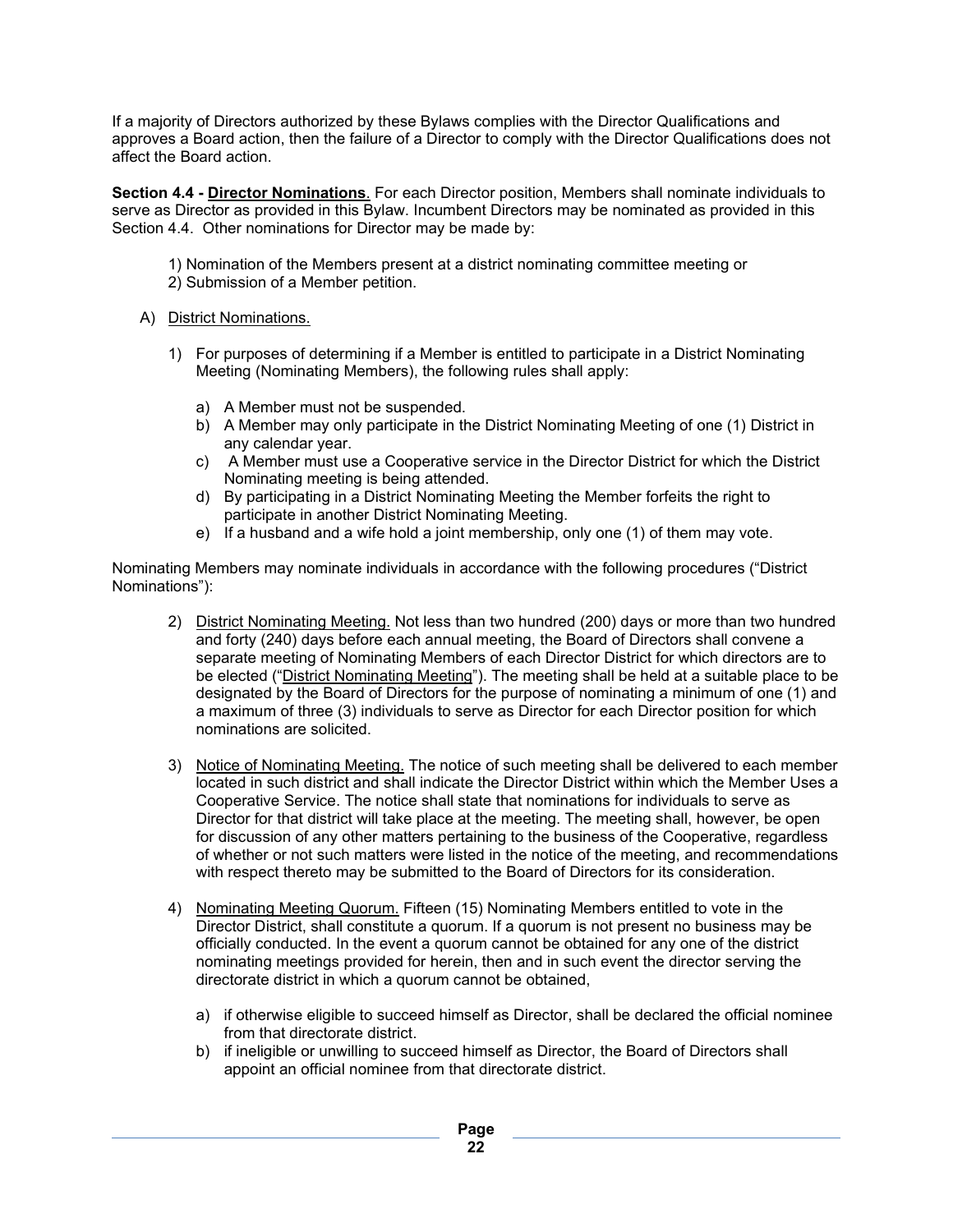If a majority of Directors authorized by these Bylaws complies with the Director Qualifications and approves a Board action, then the failure of a Director to comply with the Director Qualifications does not affect the Board action.

**Section 4.4 - Director Nominations**. For each Director position, Members shall nominate individuals to serve as Director as provided in this Bylaw. Incumbent Directors may be nominated as provided in this Section 4.4. Other nominations for Director may be made by:

1) Nomination of the Members present at a district nominating committee meeting or
2) Submission of a Member petition.

A) District Nominations.

1) For purposes of determining if a Member is entitled to participate in a District Nominating Meeting (Nominating Members), the following rules shall apply:

   a) A Member must not be suspended.
   b) A Member may only participate in the District Nominating Meeting of one (1) District in any calendar year.
   c) A Member must use a Cooperative service in the Director District for which the District Nominating meeting is being attended.
   d) By participating in a District Nominating Meeting the Member forfeits the right to participate in another District Nominating Meeting.
   e) If a husband and a wife hold a joint membership, only one (1) of them may vote.

Nominating Members may nominate individuals in accordance with the following procedures ("District Nominations"):

2) District Nominating Meeting. Not less than two hundred (200) days or more than two hundred and forty (240) days before each annual meeting, the Board of Directors shall convene a separate meeting of Nominating Members of each Director District for which directors are to be elected ("District Nominating Meeting"). The meeting shall be held at a suitable place to be designated by the Board of Directors for the purpose of nominating a minimum of one (1) and a maximum of three (3) individuals to serve as Director for each Director position for which nominations are solicited.

3) Notice of Nominating Meeting. The notice of such meeting shall be delivered to each member located in such district and shall indicate the Director District within which the Member Uses a Cooperative Service. The notice shall state that nominations for individuals to serve as Director for that district will take place at the meeting. The meeting shall, however, be open for discussion of any other matters pertaining to the business of the Cooperative, regardless of whether or not such matters were listed in the notice of the meeting, and recommendations with respect thereto may be submitted to the Board of Directors for its consideration.

4) Nominating Meeting Quorum. Fifteen (15) Nominating Members entitled to vote in the Director District, shall constitute a quorum. If a quorum is not present no business may be officially conducted. In the event a quorum cannot be obtained for any one of the district nominating meetings provided for herein, then and in such event the director serving the directorate district in which a quorum cannot be obtained,

   a) if otherwise eligible to succeed himself as Director, shall be declared the official nominee from that directorate district.
   b) if ineligible or unwilling to succeed himself as Director, the Board of Directors shall appoint an official nominee from that directorate district.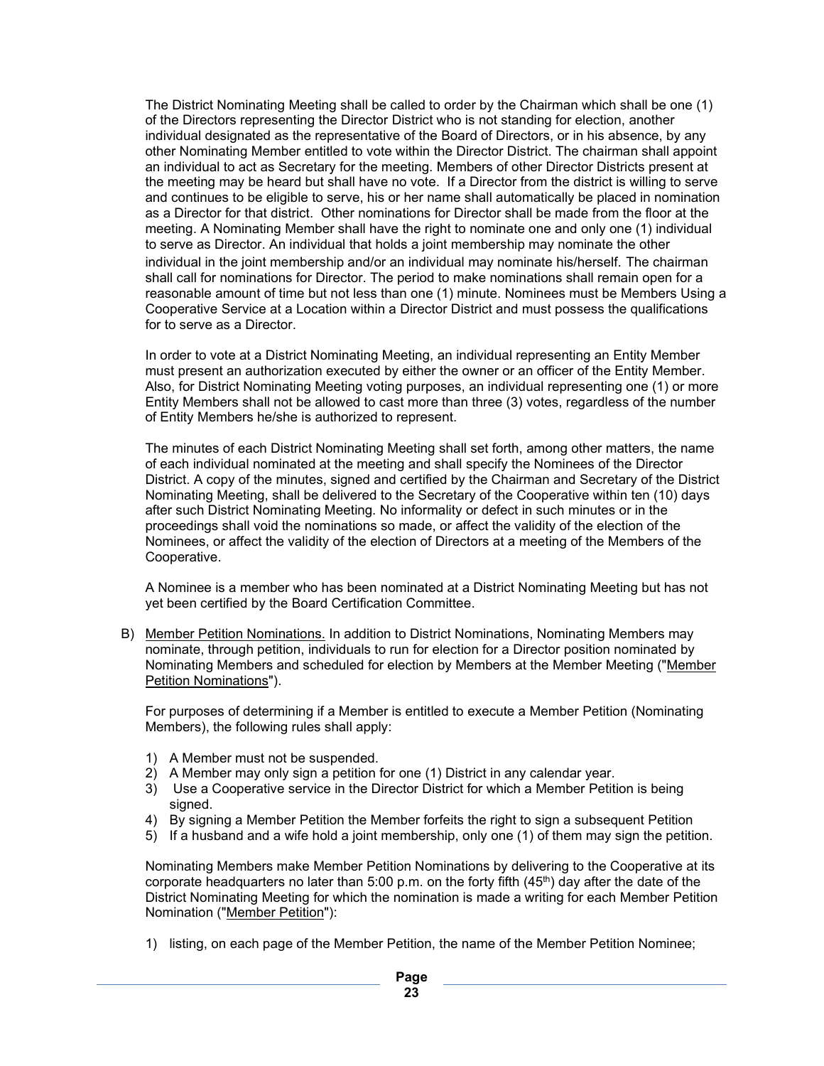The District Nominating Meeting shall be called to order by the Chairman which shall be one (1) of the Directors representing the Director District who is not standing for election, another individual designated as the representative of the Board of Directors, or in his absence, by any other Nominating Member entitled to vote within the Director District. The chairman shall appoint an individual to act as Secretary for the meeting. Members of other Director Districts present at the meeting may be heard but shall have no vote. If a Director from the district is willing to serve and continues to be eligible to serve, his or her name shall automatically be placed in nomination as a Director for that district. Other nominations for Director shall be made from the floor at the meeting. A Nominating Member shall have the right to nominate one and only one (1) individual to serve as Director. An individual that holds a joint membership may nominate the other individual in the joint membership and/or an individual may nominate his/herself. The chairman shall call for nominations for Director. The period to make nominations shall remain open for a reasonable amount of time but not less than one (1) minute. Nominees must be Members Using a Cooperative Service at a Location within a Director District and must possess the qualifications for to serve as a Director.

In order to vote at a District Nominating Meeting, an individual representing an Entity Member must present an authorization executed by either the owner or an officer of the Entity Member. Also, for District Nominating Meeting voting purposes, an individual representing one (1) or more Entity Members shall not be allowed to cast more than three (3) votes, regardless of the number of Entity Members he/she is authorized to represent.

The minutes of each District Nominating Meeting shall set forth, among other matters, the name of each individual nominated at the meeting and shall specify the Nominees of the Director District. A copy of the minutes, signed and certified by the Chairman and Secretary of the District Nominating Meeting, shall be delivered to the Secretary of the Cooperative within ten (10) days after such District Nominating Meeting. No informality or defect in such minutes or in the proceedings shall void the nominations so made, or affect the validity of the election of the Nominees, or affect the validity of the election of Directors at a meeting of the Members of the Cooperative.

A Nominee is a member who has been nominated at a District Nominating Meeting but has not yet been certified by the Board Certification Committee.

B) Member Petition Nominations. In addition to District Nominations, Nominating Members may nominate, through petition, individuals to run for election for a Director position nominated by Nominating Members and scheduled for election by Members at the Member Meeting ("Member Petition Nominations").

For purposes of determining if a Member is entitled to execute a Member Petition (Nominating Members), the following rules shall apply:

1) A Member must not be suspended.
2) A Member may only sign a petition for one (1) District in any calendar year.
3) Use a Cooperative service in the Director District for which a Member Petition is being signed.
4) By signing a Member Petition the Member forfeits the right to sign a subsequent Petition
5) If a husband and a wife hold a joint membership, only one (1) of them may sign the petition.

Nominating Members make Member Petition Nominations by delivering to the Cooperative at its corporate headquarters no later than 5:00 p.m. on the forty fifth (45th) day after the date of the District Nominating Meeting for which the nomination is made a writing for each Member Petition Nomination ("Member Petition"):

1) listing, on each page of the Member Petition, the name of the Member Petition Nominee;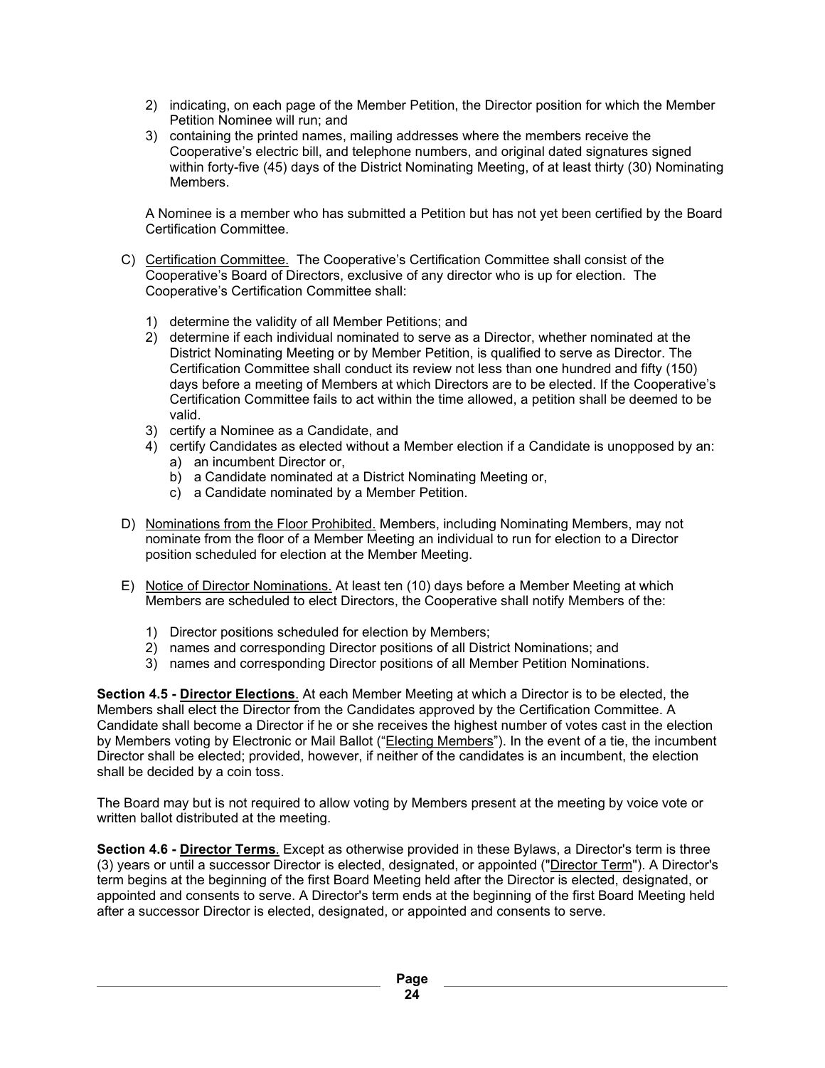2) indicating, on each page of the Member Petition, the Director position for which the Member Petition Nominee will run; and
3) containing the printed names, mailing addresses where the members receive the Cooperative's electric bill, and telephone numbers, and original dated signatures signed within forty-five (45) days of the District Nominating Meeting, of at least thirty (30) Nominating Members.

A Nominee is a member who has submitted a Petition but has not yet been certified by the Board Certification Committee.

C) <u>Certification Committee.</u> The Cooperative's Certification Committee shall consist of the Cooperative's Board of Directors, exclusive of any director who is up for election. The Cooperative's Certification Committee shall:

1) determine the validity of all Member Petitions; and
2) determine if each individual nominated to serve as a Director, whether nominated at the District Nominating Meeting or by Member Petition, is qualified to serve as Director. The Certification Committee shall conduct its review not less than one hundred and fifty (150) days before a meeting of Members at which Directors are to be elected. If the Cooperative's Certification Committee fails to act within the time allowed, a petition shall be deemed to be valid.
3) certify a Nominee as a Candidate, and
4) certify Candidates as elected without a Member election if a Candidate is unopposed by an:
   a) an incumbent Director or,
   b) a Candidate nominated at a District Nominating Meeting or,
   c) a Candidate nominated by a Member Petition.

D) <u>Nominations from the Floor Prohibited.</u> Members, including Nominating Members, may not nominate from the floor of a Member Meeting an individual to run for election to a Director position scheduled for election at the Member Meeting.

E) <u>Notice of Director Nominations.</u> At least ten (10) days before a Member Meeting at which Members are scheduled to elect Directors, the Cooperative shall notify Members of the:

1) Director positions scheduled for election by Members;
2) names and corresponding Director positions of all District Nominations; and
3) names and corresponding Director positions of all Member Petition Nominations.

**Section 4.5 - <u>Director Elections</u>**. At each Member Meeting at which a Director is to be elected, the Members shall elect the Director from the Candidates approved by the Certification Committee. A Candidate shall become a Director if he or she receives the highest number of votes cast in the election by Members voting by Electronic or Mail Ballot ("<u>Electing Members</u>"). In the event of a tie, the incumbent Director shall be elected; provided, however, if neither of the candidates is an incumbent, the election shall be decided by a coin toss.

The Board may but is not required to allow voting by Members present at the meeting by voice vote or written ballot distributed at the meeting.

**Section 4.6 - <u>Director Terms</u>**. Except as otherwise provided in these Bylaws, a Director's term is three (3) years or until a successor Director is elected, designated, or appointed ("<u>Director Term</u>"). A Director's term begins at the beginning of the first Board Meeting held after the Director is elected, designated, or appointed and consents to serve. A Director's term ends at the beginning of the first Board Meeting held after a successor Director is elected, designated, or appointed and consents to serve.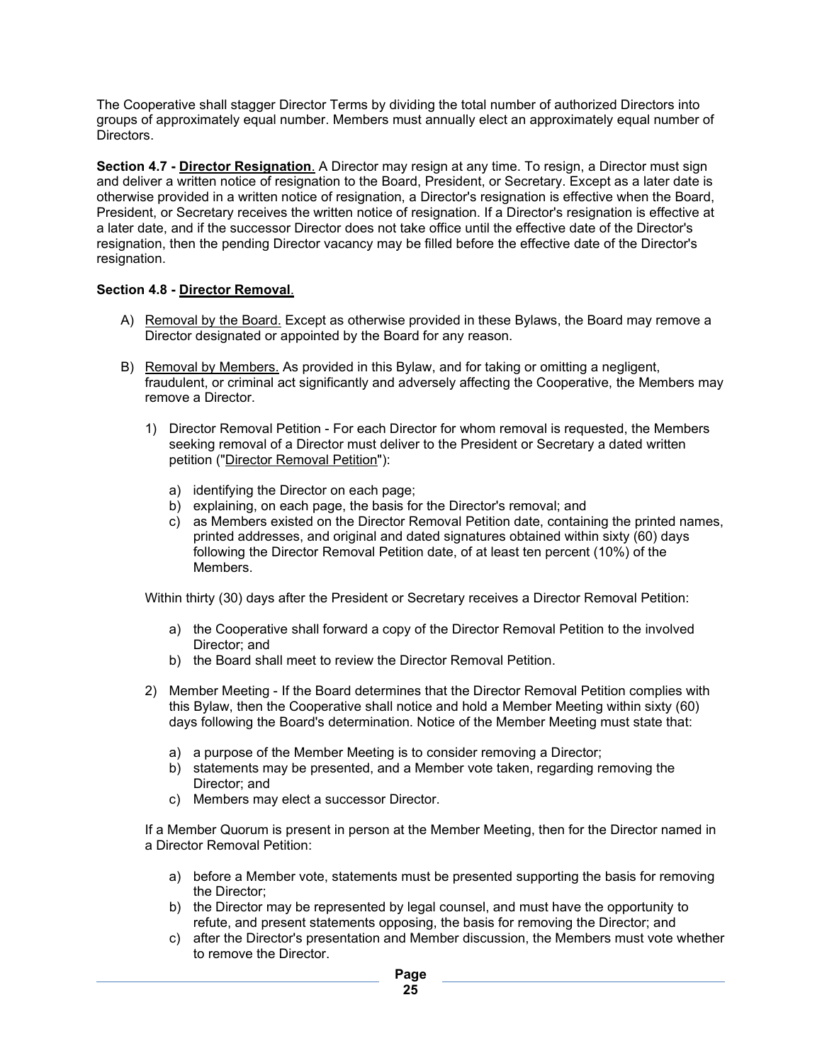The Cooperative shall stagger Director Terms by dividing the total number of authorized Directors into groups of approximately equal number. Members must annually elect an approximately equal number of Directors.

**Section 4.7 - Director Resignation**. A Director may resign at any time. To resign, a Director must sign and deliver a written notice of resignation to the Board, President, or Secretary. Except as a later date is otherwise provided in a written notice of resignation, a Director's resignation is effective when the Board, President, or Secretary receives the written notice of resignation. If a Director's resignation is effective at a later date, and if the successor Director does not take office until the effective date of the Director's resignation, then the pending Director vacancy may be filled before the effective date of the Director's resignation.

**Section 4.8 - Director Removal**.

A) Removal by the Board. Except as otherwise provided in these Bylaws, the Board may remove a Director designated or appointed by the Board for any reason.

B) Removal by Members. As provided in this Bylaw, and for taking or omitting a negligent, fraudulent, or criminal act significantly and adversely affecting the Cooperative, the Members may remove a Director.

   1) Director Removal Petition - For each Director for whom removal is requested, the Members seeking removal of a Director must deliver to the President or Secretary a dated written petition ("Director Removal Petition"):

      a) identifying the Director on each page;
      b) explaining, on each page, the basis for the Director's removal; and
      c) as Members existed on the Director Removal Petition date, containing the printed names, printed addresses, and original and dated signatures obtained within sixty (60) days following the Director Removal Petition date, of at least ten percent (10%) of the Members.

   Within thirty (30) days after the President or Secretary receives a Director Removal Petition:

      a) the Cooperative shall forward a copy of the Director Removal Petition to the involved Director; and
      b) the Board shall meet to review the Director Removal Petition.

   2) Member Meeting - If the Board determines that the Director Removal Petition complies with this Bylaw, then the Cooperative shall notice and hold a Member Meeting within sixty (60) days following the Board's determination. Notice of the Member Meeting must state that:

      a) a purpose of the Member Meeting is to consider removing a Director;
      b) statements may be presented, and a Member vote taken, regarding removing the Director; and
      c) Members may elect a successor Director.

   If a Member Quorum is present in person at the Member Meeting, then for the Director named in a Director Removal Petition:

      a) before a Member vote, statements must be presented supporting the basis for removing the Director;
      b) the Director may be represented by legal counsel, and must have the opportunity to refute, and present statements opposing, the basis for removing the Director; and
      c) after the Director's presentation and Member discussion, the Members must vote whether to remove the Director.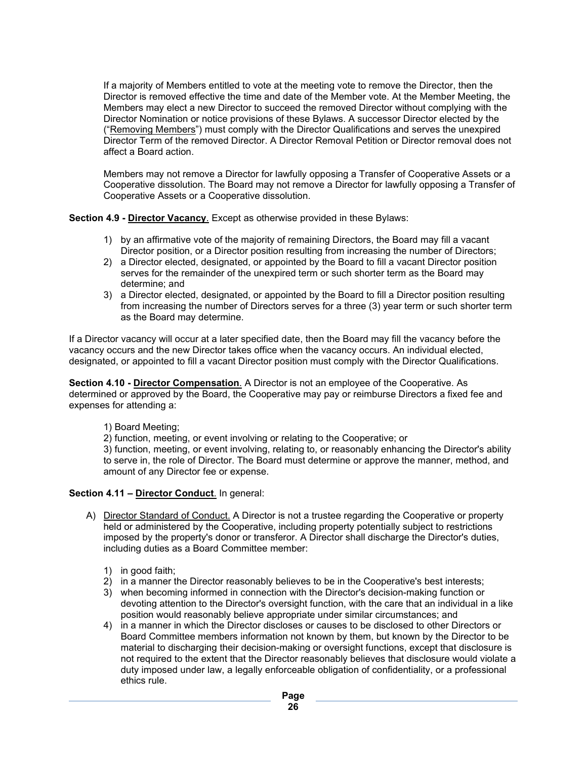If a majority of Members entitled to vote at the meeting vote to remove the Director, then the Director is removed effective the time and date of the Member vote. At the Member Meeting, the Members may elect a new Director to succeed the removed Director without complying with the Director Nomination or notice provisions of these Bylaws. A successor Director elected by the ("Removing Members") must comply with the Director Qualifications and serves the unexpired Director Term of the removed Director. A Director Removal Petition or Director removal does not affect a Board action.

Members may not remove a Director for lawfully opposing a Transfer of Cooperative Assets or a Cooperative dissolution. The Board may not remove a Director for lawfully opposing a Transfer of Cooperative Assets or a Cooperative dissolution.

**Section 4.9 - Director Vacancy**. Except as otherwise provided in these Bylaws:

1) by an affirmative vote of the majority of remaining Directors, the Board may fill a vacant Director position, or a Director position resulting from increasing the number of Directors;
2) a Director elected, designated, or appointed by the Board to fill a vacant Director position serves for the remainder of the unexpired term or such shorter term as the Board may determine; and
3) a Director elected, designated, or appointed by the Board to fill a Director position resulting from increasing the number of Directors serves for a three (3) year term or such shorter term as the Board may determine.

If a Director vacancy will occur at a later specified date, then the Board may fill the vacancy before the vacancy occurs and the new Director takes office when the vacancy occurs. An individual elected, designated, or appointed to fill a vacant Director position must comply with the Director Qualifications.

**Section 4.10 - Director Compensation**. A Director is not an employee of the Cooperative. As determined or approved by the Board, the Cooperative may pay or reimburse Directors a fixed fee and expenses for attending a:

1) Board Meeting;
2) function, meeting, or event involving or relating to the Cooperative; or
3) function, meeting, or event involving, relating to, or reasonably enhancing the Director's ability to serve in, the role of Director. The Board must determine or approve the manner, method, and amount of any Director fee or expense.

**Section 4.11 – Director Conduct**. In general:

A) Director Standard of Conduct. A Director is not a trustee regarding the Cooperative or property held or administered by the Cooperative, including property potentially subject to restrictions imposed by the property's donor or transferor. A Director shall discharge the Director's duties, including duties as a Board Committee member:

   1) in good faith;
   2) in a manner the Director reasonably believes to be in the Cooperative's best interests;
   3) when becoming informed in connection with the Director's decision-making function or devoting attention to the Director's oversight function, with the care that an individual in a like position would reasonably believe appropriate under similar circumstances; and
   4) in a manner in which the Director discloses or causes to be disclosed to other Directors or Board Committee members information not known by them, but known by the Director to be material to discharging their decision-making or oversight functions, except that disclosure is not required to the extent that the Director reasonably believes that disclosure would violate a duty imposed under law, a legally enforceable obligation of confidentiality, or a professional ethics rule.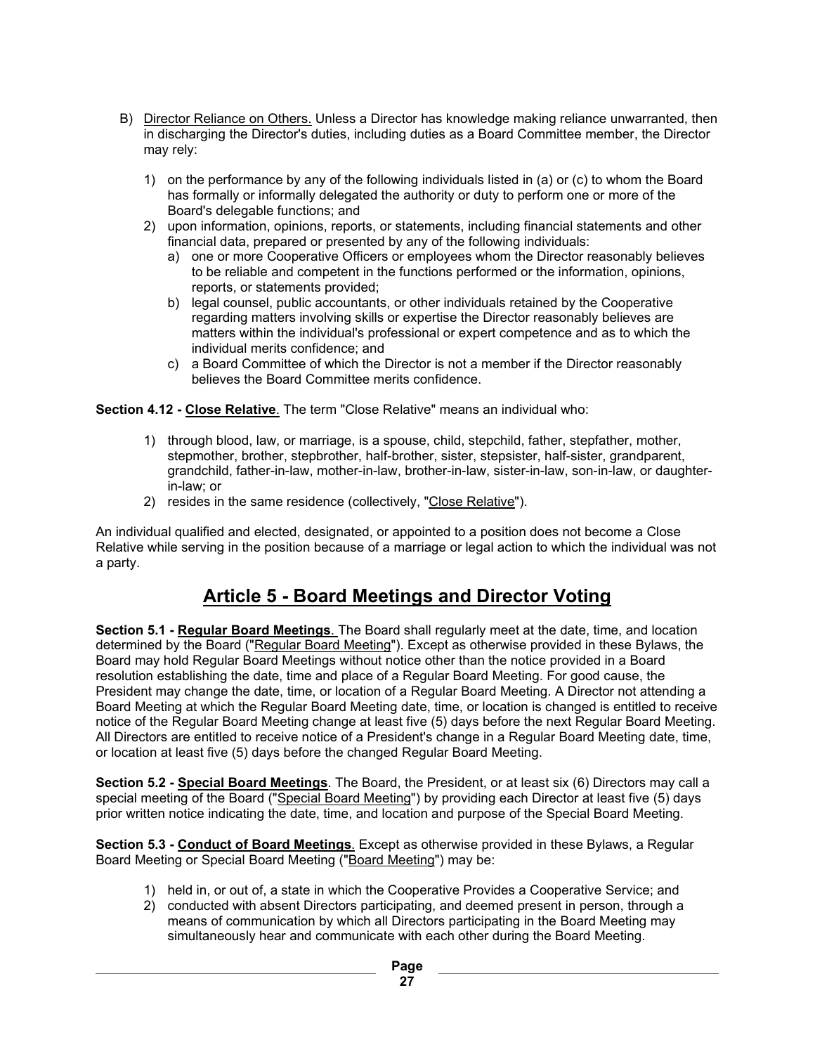B) <u>Director Reliance on Others.</u> Unless a Director has knowledge making reliance unwarranted, then in discharging the Director's duties, including duties as a Board Committee member, the Director may rely:

1) on the performance by any of the following individuals listed in (a) or (c) to whom the Board has formally or informally delegated the authority or duty to perform one or more of the Board's delegable functions; and
2) upon information, opinions, reports, or statements, including financial statements and other financial data, prepared or presented by any of the following individuals:
    a) one or more Cooperative Officers or employees whom the Director reasonably believes to be reliable and competent in the functions performed or the information, opinions, reports, or statements provided;
    b) legal counsel, public accountants, or other individuals retained by the Cooperative regarding matters involving skills or expertise the Director reasonably believes are matters within the individual's professional or expert competence and as to which the individual merits confidence; and
    c) a Board Committee of which the Director is not a member if the Director reasonably believes the Board Committee merits confidence.

**Section 4.12 - <u>Close Relative</u>**. The term "Close Relative" means an individual who:

1) through blood, law, or marriage, is a spouse, child, stepchild, father, stepfather, mother, stepmother, brother, stepbrother, half-brother, sister, stepsister, half-sister, grandparent, grandchild, father-in-law, mother-in-law, brother-in-law, sister-in-law, son-in-law, or daughter-in-law; or
2) resides in the same residence (collectively, "<u>Close Relative</u>").

An individual qualified and elected, designated, or appointed to a position does not become a Close Relative while serving in the position because of a marriage or legal action to which the individual was not a party.

## <u>Article 5 - Board Meetings and Director Voting</u>

**Section 5.1 - <u>Regular Board Meetings</u>**. The Board shall regularly meet at the date, time, and location determined by the Board ("<u>Regular Board Meeting</u>"). Except as otherwise provided in these Bylaws, the Board may hold Regular Board Meetings without notice other than the notice provided in a Board resolution establishing the date, time and place of a Regular Board Meeting. For good cause, the President may change the date, time, or location of a Regular Board Meeting. A Director not attending a Board Meeting at which the Regular Board Meeting date, time, or location is changed is entitled to receive notice of the Regular Board Meeting change at least five (5) days before the next Regular Board Meeting. All Directors are entitled to receive notice of a President's change in a Regular Board Meeting date, time, or location at least five (5) days before the changed Regular Board Meeting.

**Section 5.2 - <u>Special Board Meetings</u>**. The Board, the President, or at least six (6) Directors may call a special meeting of the Board ("<u>Special Board Meeting</u>") by providing each Director at least five (5) days prior written notice indicating the date, time, and location and purpose of the Special Board Meeting.

**Section 5.3 - <u>Conduct of Board Meetings</u>**. Except as otherwise provided in these Bylaws, a Regular Board Meeting or Special Board Meeting ("<u>Board Meeting</u>") may be:

1) held in, or out of, a state in which the Cooperative Provides a Cooperative Service; and
2) conducted with absent Directors participating, and deemed present in person, through a means of communication by which all Directors participating in the Board Meeting may simultaneously hear and communicate with each other during the Board Meeting.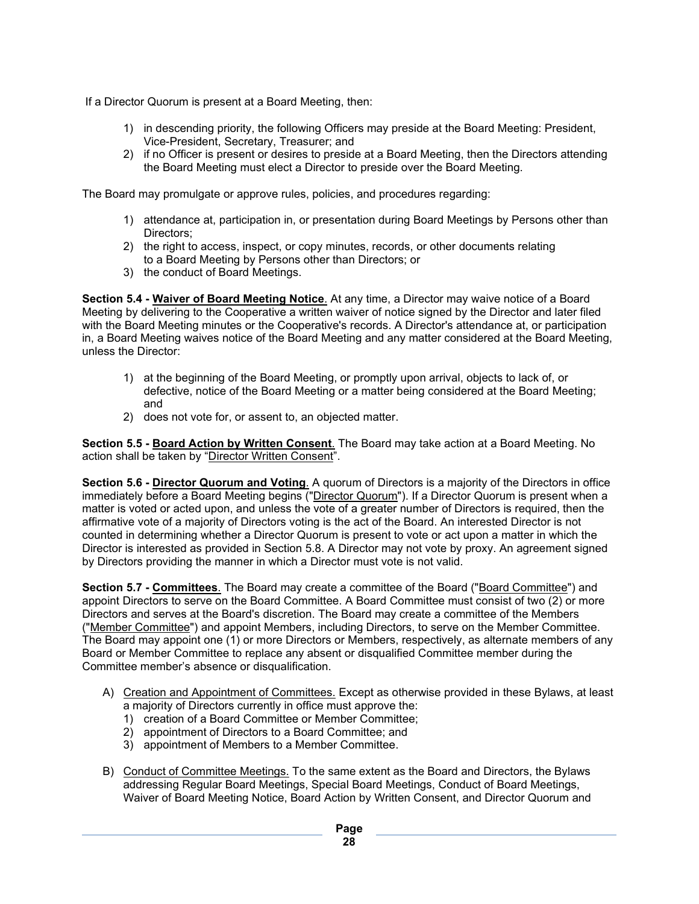If a Director Quorum is present at a Board Meeting, then:

1) in descending priority, the following Officers may preside at the Board Meeting: President, Vice-President, Secretary, Treasurer; and
2) if no Officer is present or desires to preside at a Board Meeting, then the Directors attending the Board Meeting must elect a Director to preside over the Board Meeting.

The Board may promulgate or approve rules, policies, and procedures regarding:

1) attendance at, participation in, or presentation during Board Meetings by Persons other than Directors;
2) the right to access, inspect, or copy minutes, records, or other documents relating to a Board Meeting by Persons other than Directors; or
3) the conduct of Board Meetings.

**Section 5.4 - <u>Waiver of Board Meeting Notice</u>**. At any time, a Director may waive notice of a Board Meeting by delivering to the Cooperative a written waiver of notice signed by the Director and later filed with the Board Meeting minutes or the Cooperative's records. A Director's attendance at, or participation in, a Board Meeting waives notice of the Board Meeting and any matter considered at the Board Meeting, unless the Director:

1) at the beginning of the Board Meeting, or promptly upon arrival, objects to lack of, or defective, notice of the Board Meeting or a matter being considered at the Board Meeting; and
2) does not vote for, or assent to, an objected matter.

**Section 5.5 - <u>Board Action by Written Consent</u>**. The Board may take action at a Board Meeting. No action shall be taken by "<u>Director Written Consent</u>".

**Section 5.6 - <u>Director Quorum and Voting</u>**. A quorum of Directors is a majority of the Directors in office immediately before a Board Meeting begins ("<u>Director Quorum</u>"). If a Director Quorum is present when a matter is voted or acted upon, and unless the vote of a greater number of Directors is required, then the affirmative vote of a majority of Directors voting is the act of the Board. An interested Director is not counted in determining whether a Director Quorum is present to vote or act upon a matter in which the Director is interested as provided in Section 5.8. A Director may not vote by proxy. An agreement signed by Directors providing the manner in which a Director must vote is not valid.

**Section 5.7 - <u>Committees</u>**. The Board may create a committee of the Board ("<u>Board Committee</u>") and appoint Directors to serve on the Board Committee. A Board Committee must consist of two (2) or more Directors and serves at the Board's discretion. The Board may create a committee of the Members ("<u>Member Committee</u>") and appoint Members, including Directors, to serve on the Member Committee. The Board may appoint one (1) or more Directors or Members, respectively, as alternate members of any Board or Member Committee to replace any absent or disqualified Committee member during the Committee member's absence or disqualification.

A) <u>Creation and Appointment of Committees.</u> Except as otherwise provided in these Bylaws, at least a majority of Directors currently in office must approve the:
   1) creation of a Board Committee or Member Committee;
   2) appointment of Directors to a Board Committee; and
   3) appointment of Members to a Member Committee.

B) <u>Conduct of Committee Meetings.</u> To the same extent as the Board and Directors, the Bylaws addressing Regular Board Meetings, Special Board Meetings, Conduct of Board Meetings, Waiver of Board Meeting Notice, Board Action by Written Consent, and Director Quorum and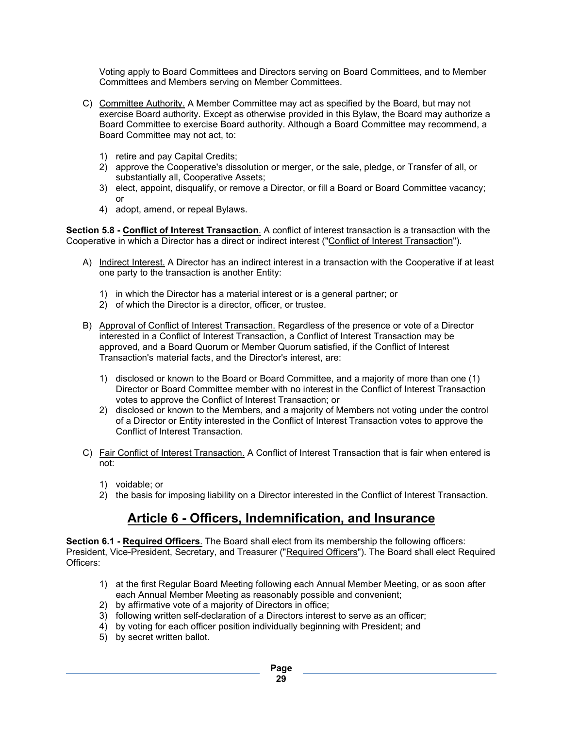Voting apply to Board Committees and Directors serving on Board Committees, and to Member Committees and Members serving on Member Committees.

C) Committee Authority. A Member Committee may act as specified by the Board, but may not exercise Board authority. Except as otherwise provided in this Bylaw, the Board may authorize a Board Committee to exercise Board authority. Although a Board Committee may recommend, a Board Committee may not act, to:

1) retire and pay Capital Credits;
2) approve the Cooperative's dissolution or merger, or the sale, pledge, or Transfer of all, or substantially all, Cooperative Assets;
3) elect, appoint, disqualify, or remove a Director, or fill a Board or Board Committee vacancy; or
4) adopt, amend, or repeal Bylaws.

**Section 5.8 - Conflict of Interest Transaction**. A conflict of interest transaction is a transaction with the Cooperative in which a Director has a direct or indirect interest ("Conflict of Interest Transaction").

A) Indirect Interest. A Director has an indirect interest in a transaction with the Cooperative if at least one party to the transaction is another Entity:

1) in which the Director has a material interest or is a general partner; or
2) of which the Director is a director, officer, or trustee.

B) Approval of Conflict of Interest Transaction. Regardless of the presence or vote of a Director interested in a Conflict of Interest Transaction, a Conflict of Interest Transaction may be approved, and a Board Quorum or Member Quorum satisfied, if the Conflict of Interest Transaction's material facts, and the Director's interest, are:

1) disclosed or known to the Board or Board Committee, and a majority of more than one (1) Director or Board Committee member with no interest in the Conflict of Interest Transaction votes to approve the Conflict of Interest Transaction; or
2) disclosed or known to the Members, and a majority of Members not voting under the control of a Director or Entity interested in the Conflict of Interest Transaction votes to approve the Conflict of Interest Transaction.

C) Fair Conflict of Interest Transaction. A Conflict of Interest Transaction that is fair when entered is not:

1) voidable; or
2) the basis for imposing liability on a Director interested in the Conflict of Interest Transaction.

# Article 6 - Officers, Indemnification, and Insurance

**Section 6.1 - Required Officers**. The Board shall elect from its membership the following officers: President, Vice-President, Secretary, and Treasurer ("Required Officers"). The Board shall elect Required Officers:

1) at the first Regular Board Meeting following each Annual Member Meeting, or as soon after each Annual Member Meeting as reasonably possible and convenient;
2) by affirmative vote of a majority of Directors in office;
3) following written self-declaration of a Directors interest to serve as an officer;
4) by voting for each officer position individually beginning with President; and
5) by secret written ballot.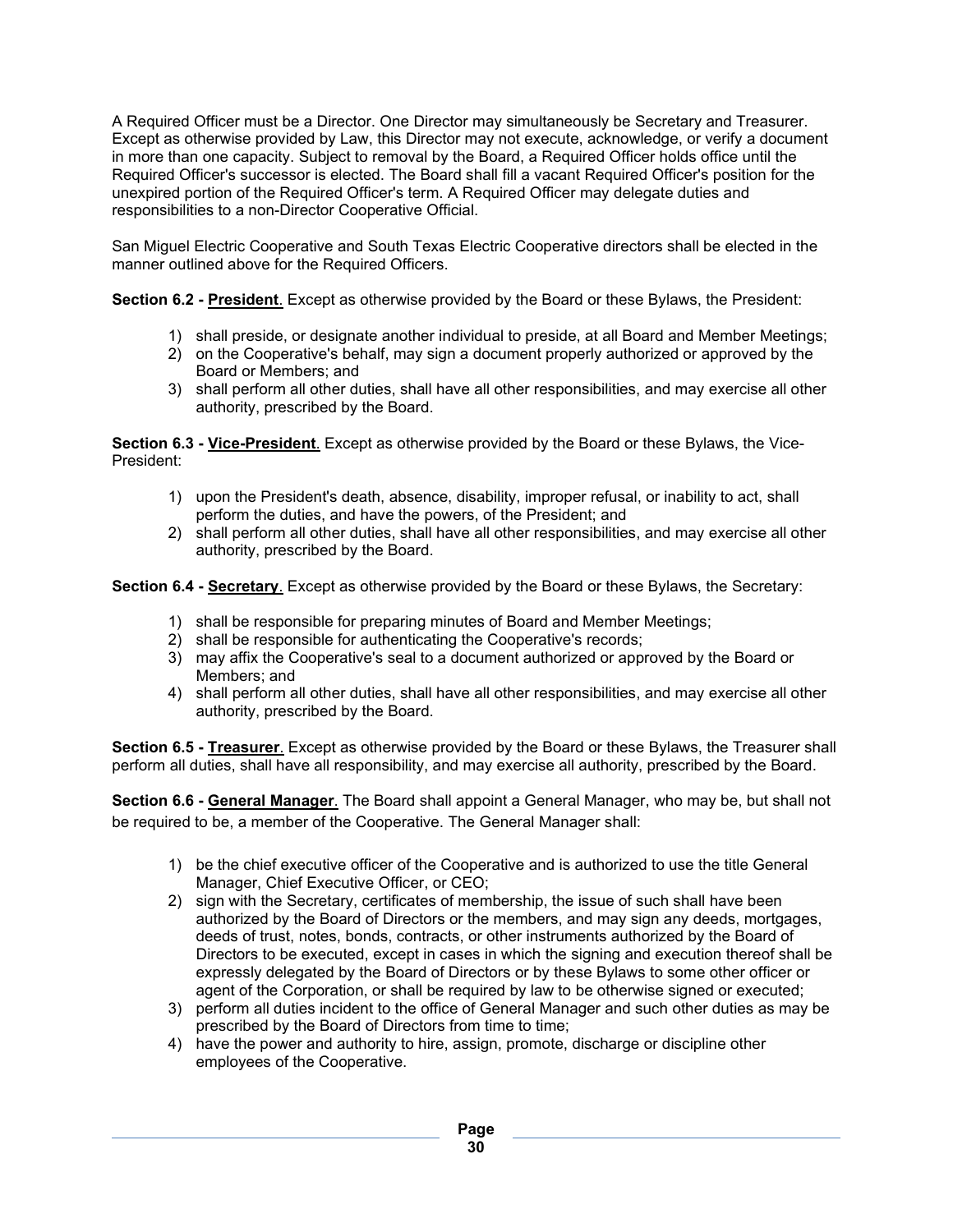A Required Officer must be a Director. One Director may simultaneously be Secretary and Treasurer. Except as otherwise provided by Law, this Director may not execute, acknowledge, or verify a document in more than one capacity. Subject to removal by the Board, a Required Officer holds office until the Required Officer's successor is elected. The Board shall fill a vacant Required Officer's position for the unexpired portion of the Required Officer's term. A Required Officer may delegate duties and responsibilities to a non-Director Cooperative Official.

San Miguel Electric Cooperative and South Texas Electric Cooperative directors shall be elected in the manner outlined above for the Required Officers.

**Section 6.2 - President**. Except as otherwise provided by the Board or these Bylaws, the President:

1) shall preside, or designate another individual to preside, at all Board and Member Meetings;
2) on the Cooperative's behalf, may sign a document properly authorized or approved by the Board or Members; and
3) shall perform all other duties, shall have all other responsibilities, and may exercise all other authority, prescribed by the Board.

**Section 6.3 - Vice-President**. Except as otherwise provided by the Board or these Bylaws, the Vice-President:

1) upon the President's death, absence, disability, improper refusal, or inability to act, shall perform the duties, and have the powers, of the President; and
2) shall perform all other duties, shall have all other responsibilities, and may exercise all other authority, prescribed by the Board.

**Section 6.4 - Secretary**. Except as otherwise provided by the Board or these Bylaws, the Secretary:

1) shall be responsible for preparing minutes of Board and Member Meetings;
2) shall be responsible for authenticating the Cooperative's records;
3) may affix the Cooperative's seal to a document authorized or approved by the Board or Members; and
4) shall perform all other duties, shall have all other responsibilities, and may exercise all other authority, prescribed by the Board.

**Section 6.5 - Treasurer**. Except as otherwise provided by the Board or these Bylaws, the Treasurer shall perform all duties, shall have all responsibility, and may exercise all authority, prescribed by the Board.

**Section 6.6 - General Manager**. The Board shall appoint a General Manager, who may be, but shall not be required to be, a member of the Cooperative. The General Manager shall:

1) be the chief executive officer of the Cooperative and is authorized to use the title General Manager, Chief Executive Officer, or CEO;
2) sign with the Secretary, certificates of membership, the issue of such shall have been authorized by the Board of Directors or the members, and may sign any deeds, mortgages, deeds of trust, notes, bonds, contracts, or other instruments authorized by the Board of Directors to be executed, except in cases in which the signing and execution thereof shall be expressly delegated by the Board of Directors or by these Bylaws to some other officer or agent of the Corporation, or shall be required by law to be otherwise signed or executed;
3) perform all duties incident to the office of General Manager and such other duties as may be prescribed by the Board of Directors from time to time;
4) have the power and authority to hire, assign, promote, discharge or discipline other employees of the Cooperative.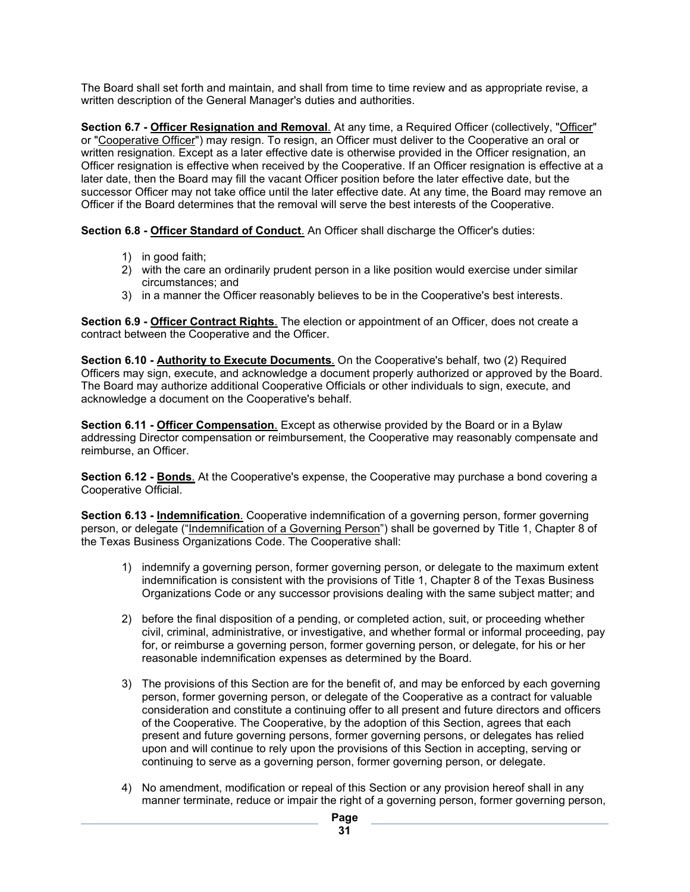The Board shall set forth and maintain, and shall from time to time review and as appropriate revise, a written description of the General Manager's duties and authorities.

**Section 6.7 - <u>Officer Resignation and Removal</u>**. At any time, a Required Officer (collectively, "<u>Officer</u>" or "<u>Cooperative Officer</u>") may resign. To resign, an Officer must deliver to the Cooperative an oral or written resignation. Except as a later effective date is otherwise provided in the Officer resignation, an Officer resignation is effective when received by the Cooperative. If an Officer resignation is effective at a later date, then the Board may fill the vacant Officer position before the later effective date, but the successor Officer may not take office until the later effective date. At any time, the Board may remove an Officer if the Board determines that the removal will serve the best interests of the Cooperative.

**Section 6.8 - <u>Officer Standard of Conduct</u>**. An Officer shall discharge the Officer's duties:

1) in good faith;
2) with the care an ordinarily prudent person in a like position would exercise under similar circumstances; and
3) in a manner the Officer reasonably believes to be in the Cooperative's best interests.

**Section 6.9 - <u>Officer Contract Rights</u>**. The election or appointment of an Officer, does not create a contract between the Cooperative and the Officer.

**Section 6.10 - <u>Authority to Execute Documents</u>**. On the Cooperative's behalf, two (2) Required Officers may sign, execute, and acknowledge a document properly authorized or approved by the Board. The Board may authorize additional Cooperative Officials or other individuals to sign, execute, and acknowledge a document on the Cooperative's behalf.

**Section 6.11 - <u>Officer Compensation</u>**. Except as otherwise provided by the Board or in a Bylaw addressing Director compensation or reimbursement, the Cooperative may reasonably compensate and reimburse, an Officer.

**Section 6.12 - <u>Bonds</u>**. At the Cooperative's expense, the Cooperative may purchase a bond covering a Cooperative Official.

**Section 6.13 - <u>Indemnification</u>**. Cooperative indemnification of a governing person, former governing person, or delegate ("<u>Indemnification of a Governing Person</u>") shall be governed by Title 1, Chapter 8 of the Texas Business Organizations Code. The Cooperative shall:

1) indemnify a governing person, former governing person, or delegate to the maximum extent indemnification is consistent with the provisions of Title 1, Chapter 8 of the Texas Business Organizations Code or any successor provisions dealing with the same subject matter; and

2) before the final disposition of a pending, or completed action, suit, or proceeding whether civil, criminal, administrative, or investigative, and whether formal or informal proceeding, pay for, or reimburse a governing person, former governing person, or delegate, for his or her reasonable indemnification expenses as determined by the Board.

3) The provisions of this Section are for the benefit of, and may be enforced by each governing person, former governing person, or delegate of the Cooperative as a contract for valuable consideration and constitute a continuing offer to all present and future directors and officers of the Cooperative. The Cooperative, by the adoption of this Section, agrees that each present and future governing persons, former governing persons, or delegates has relied upon and will continue to rely upon the provisions of this Section in accepting, serving or continuing to serve as a governing person, former governing person, or delegate.

4) No amendment, modification or repeal of this Section or any provision hereof shall in any manner terminate, reduce or impair the right of a governing person, former governing person,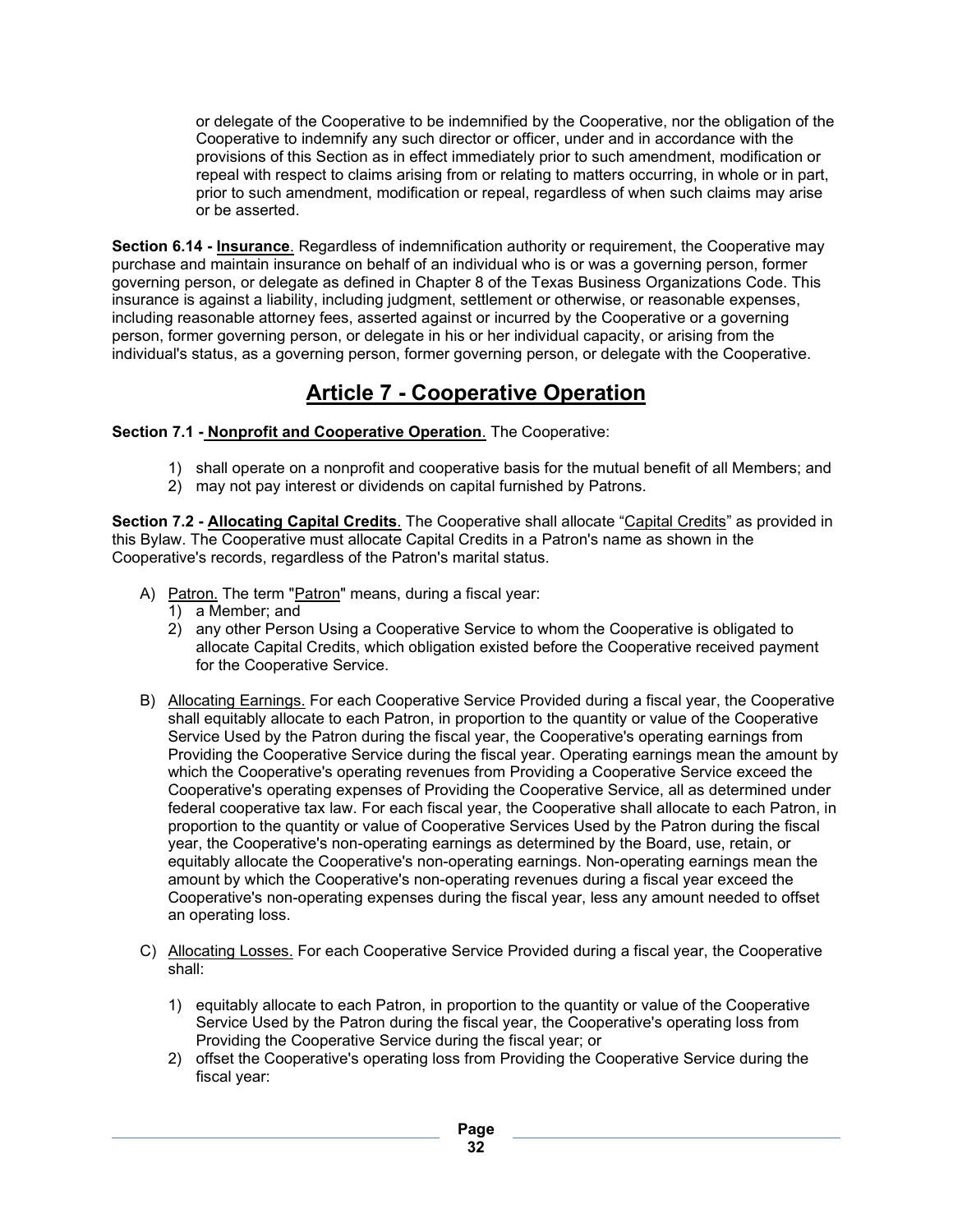or delegate of the Cooperative to be indemnified by the Cooperative, nor the obligation of the Cooperative to indemnify any such director or officer, under and in accordance with the provisions of this Section as in effect immediately prior to such amendment, modification or repeal with respect to claims arising from or relating to matters occurring, in whole or in part, prior to such amendment, modification or repeal, regardless of when such claims may arise or be asserted.

**Section 6.14 - Insurance**. Regardless of indemnification authority or requirement, the Cooperative may purchase and maintain insurance on behalf of an individual who is or was a governing person, former governing person, or delegate as defined in Chapter 8 of the Texas Business Organizations Code. This insurance is against a liability, including judgment, settlement or otherwise, or reasonable expenses, including reasonable attorney fees, asserted against or incurred by the Cooperative or a governing person, former governing person, or delegate in his or her individual capacity, or arising from the individual's status, as a governing person, former governing person, or delegate with the Cooperative.

# Article 7 - Cooperative Operation

**Section 7.1 - Nonprofit and Cooperative Operation**. The Cooperative:

1) shall operate on a nonprofit and cooperative basis for the mutual benefit of all Members; and
2) may not pay interest or dividends on capital furnished by Patrons.

**Section 7.2 - Allocating Capital Credits**. The Cooperative shall allocate "Capital Credits" as provided in this Bylaw. The Cooperative must allocate Capital Credits in a Patron's name as shown in the Cooperative's records, regardless of the Patron's marital status.

A) Patron. The term "Patron" means, during a fiscal year:
   1) a Member; and
   2) any other Person Using a Cooperative Service to whom the Cooperative is obligated to allocate Capital Credits, which obligation existed before the Cooperative received payment for the Cooperative Service.

B) Allocating Earnings. For each Cooperative Service Provided during a fiscal year, the Cooperative shall equitably allocate to each Patron, in proportion to the quantity or value of the Cooperative Service Used by the Patron during the fiscal year, the Cooperative's operating earnings from Providing the Cooperative Service during the fiscal year. Operating earnings mean the amount by which the Cooperative's operating revenues from Providing a Cooperative Service exceed the Cooperative's operating expenses of Providing the Cooperative Service, all as determined under federal cooperative tax law. For each fiscal year, the Cooperative shall allocate to each Patron, in proportion to the quantity or value of Cooperative Services Used by the Patron during the fiscal year, the Cooperative's non-operating earnings as determined by the Board, use, retain, or equitably allocate the Cooperative's non-operating earnings. Non-operating earnings mean the amount by which the Cooperative's non-operating revenues during a fiscal year exceed the Cooperative's non-operating expenses during the fiscal year, less any amount needed to offset an operating loss.

C) Allocating Losses. For each Cooperative Service Provided during a fiscal year, the Cooperative shall:

   1) equitably allocate to each Patron, in proportion to the quantity or value of the Cooperative Service Used by the Patron during the fiscal year, the Cooperative's operating loss from Providing the Cooperative Service during the fiscal year; or
   2) offset the Cooperative's operating loss from Providing the Cooperative Service during the fiscal year: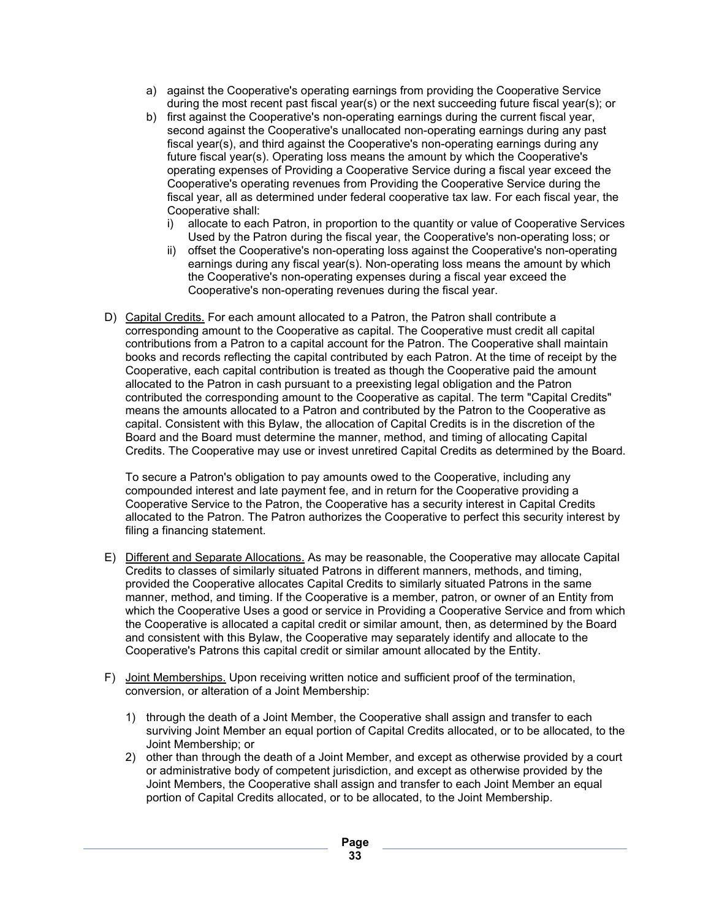a) against the Cooperative's operating earnings from providing the Cooperative Service during the most recent past fiscal year(s) or the next succeeding future fiscal year(s); or
b) first against the Cooperative's non-operating earnings during the current fiscal year, second against the Cooperative's unallocated non-operating earnings during any past fiscal year(s), and third against the Cooperative's non-operating earnings during any future fiscal year(s). Operating loss means the amount by which the Cooperative's operating expenses of Providing a Cooperative Service during a fiscal year exceed the Cooperative's operating revenues from Providing the Cooperative Service during the fiscal year, all as determined under federal cooperative tax law. For each fiscal year, the Cooperative shall:
    i) allocate to each Patron, in proportion to the quantity or value of Cooperative Services Used by the Patron during the fiscal year, the Cooperative's non-operating loss; or
    ii) offset the Cooperative's non-operating loss against the Cooperative's non-operating earnings during any fiscal year(s). Non-operating loss means the amount by which the Cooperative's non-operating expenses during a fiscal year exceed the Cooperative's non-operating revenues during the fiscal year.

D) Capital Credits. For each amount allocated to a Patron, the Patron shall contribute a corresponding amount to the Cooperative as capital. The Cooperative must credit all capital contributions from a Patron to a capital account for the Patron. The Cooperative shall maintain books and records reflecting the capital contributed by each Patron. At the time of receipt by the Cooperative, each capital contribution is treated as though the Cooperative paid the amount allocated to the Patron in cash pursuant to a preexisting legal obligation and the Patron contributed the corresponding amount to the Cooperative as capital. The term "Capital Credits" means the amounts allocated to a Patron and contributed by the Patron to the Cooperative as capital. Consistent with this Bylaw, the allocation of Capital Credits is in the discretion of the Board and the Board must determine the manner, method, and timing of allocating Capital Credits. The Cooperative may use or invest unretired Capital Credits as determined by the Board.

   To secure a Patron's obligation to pay amounts owed to the Cooperative, including any compounded interest and late payment fee, and in return for the Cooperative providing a Cooperative Service to the Patron, the Cooperative has a security interest in Capital Credits allocated to the Patron. The Patron authorizes the Cooperative to perfect this security interest by filing a financing statement.

E) Different and Separate Allocations. As may be reasonable, the Cooperative may allocate Capital Credits to classes of similarly situated Patrons in different manners, methods, and timing, provided the Cooperative allocates Capital Credits to similarly situated Patrons in the same manner, method, and timing. If the Cooperative is a member, patron, or owner of an Entity from which the Cooperative Uses a good or service in Providing a Cooperative Service and from which the Cooperative is allocated a capital credit or similar amount, then, as determined by the Board and consistent with this Bylaw, the Cooperative may separately identify and allocate to the Cooperative's Patrons this capital credit or similar amount allocated by the Entity.

F) Joint Memberships. Upon receiving written notice and sufficient proof of the termination, conversion, or alteration of a Joint Membership:

   1) through the death of a Joint Member, the Cooperative shall assign and transfer to each surviving Joint Member an equal portion of Capital Credits allocated, or to be allocated, to the Joint Membership; or
   2) other than through the death of a Joint Member, and except as otherwise provided by a court or administrative body of competent jurisdiction, and except as otherwise provided by the Joint Members, the Cooperative shall assign and transfer to each Joint Member an equal portion of Capital Credits allocated, or to be allocated, to the Joint Membership.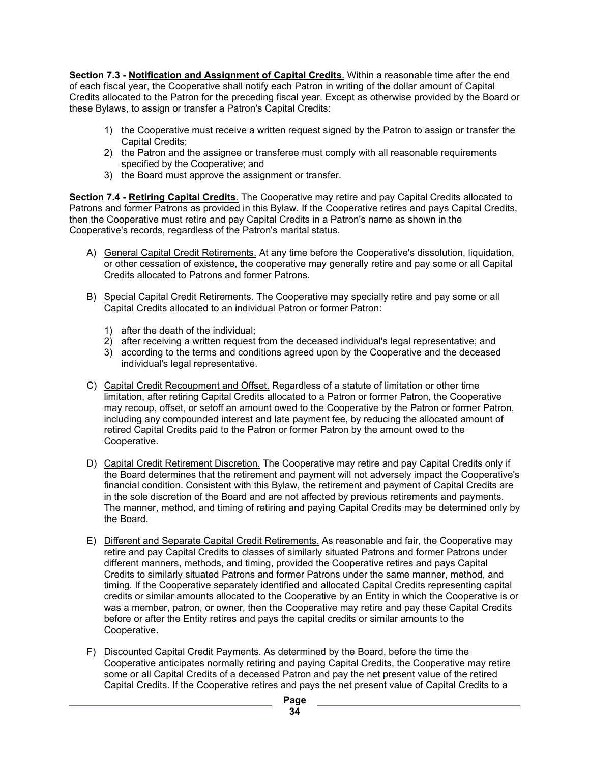**Section 7.3 - Notification and Assignment of Capital Credits**. Within a reasonable time after the end of each fiscal year, the Cooperative shall notify each Patron in writing of the dollar amount of Capital Credits allocated to the Patron for the preceding fiscal year. Except as otherwise provided by the Board or these Bylaws, to assign or transfer a Patron's Capital Credits:

1) the Cooperative must receive a written request signed by the Patron to assign or transfer the Capital Credits;
2) the Patron and the assignee or transferee must comply with all reasonable requirements specified by the Cooperative; and
3) the Board must approve the assignment or transfer.

**Section 7.4 - Retiring Capital Credits**. The Cooperative may retire and pay Capital Credits allocated to Patrons and former Patrons as provided in this Bylaw. If the Cooperative retires and pays Capital Credits, then the Cooperative must retire and pay Capital Credits in a Patron's name as shown in the Cooperative's records, regardless of the Patron's marital status.

A) General Capital Credit Retirements. At any time before the Cooperative's dissolution, liquidation, or other cessation of existence, the cooperative may generally retire and pay some or all Capital Credits allocated to Patrons and former Patrons.

B) Special Capital Credit Retirements. The Cooperative may specially retire and pay some or all Capital Credits allocated to an individual Patron or former Patron:

   1) after the death of the individual;
   2) after receiving a written request from the deceased individual's legal representative; and
   3) according to the terms and conditions agreed upon by the Cooperative and the deceased individual's legal representative.

C) Capital Credit Recoupment and Offset. Regardless of a statute of limitation or other time limitation, after retiring Capital Credits allocated to a Patron or former Patron, the Cooperative may recoup, offset, or setoff an amount owed to the Cooperative by the Patron or former Patron, including any compounded interest and late payment fee, by reducing the allocated amount of retired Capital Credits paid to the Patron or former Patron by the amount owed to the Cooperative.

D) Capital Credit Retirement Discretion. The Cooperative may retire and pay Capital Credits only if the Board determines that the retirement and payment will not adversely impact the Cooperative's financial condition. Consistent with this Bylaw, the retirement and payment of Capital Credits are in the sole discretion of the Board and are not affected by previous retirements and payments. The manner, method, and timing of retiring and paying Capital Credits may be determined only by the Board.

E) Different and Separate Capital Credit Retirements. As reasonable and fair, the Cooperative may retire and pay Capital Credits to classes of similarly situated Patrons and former Patrons under different manners, methods, and timing, provided the Cooperative retires and pays Capital Credits to similarly situated Patrons and former Patrons under the same manner, method, and timing. If the Cooperative separately identified and allocated Capital Credits representing capital credits or similar amounts allocated to the Cooperative by an Entity in which the Cooperative is or was a member, patron, or owner, then the Cooperative may retire and pay these Capital Credits before or after the Entity retires and pays the capital credits or similar amounts to the Cooperative.

F) Discounted Capital Credit Payments. As determined by the Board, before the time the Cooperative anticipates normally retiring and paying Capital Credits, the Cooperative may retire some or all Capital Credits of a deceased Patron and pay the net present value of the retired Capital Credits. If the Cooperative retires and pays the net present value of Capital Credits to a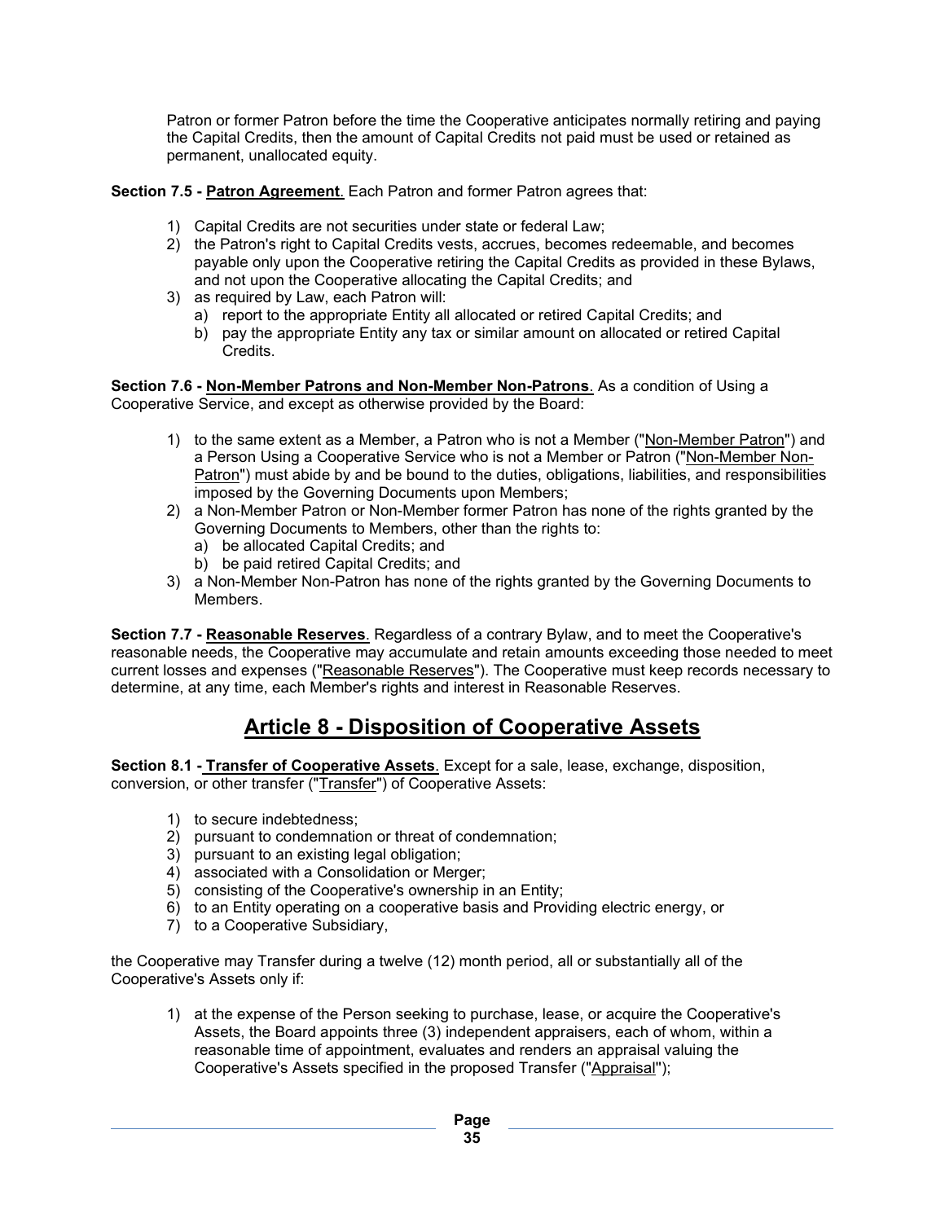Patron or former Patron before the time the Cooperative anticipates normally retiring and paying the Capital Credits, then the amount of Capital Credits not paid must be used or retained as permanent, unallocated equity.

**Section 7.5 - Patron Agreement**. Each Patron and former Patron agrees that:

1) Capital Credits are not securities under state or federal Law;
2) the Patron's right to Capital Credits vests, accrues, becomes redeemable, and becomes payable only upon the Cooperative retiring the Capital Credits as provided in these Bylaws, and not upon the Cooperative allocating the Capital Credits; and
3) as required by Law, each Patron will:
   a) report to the appropriate Entity all allocated or retired Capital Credits; and
   b) pay the appropriate Entity any tax or similar amount on allocated or retired Capital Credits.

**Section 7.6 - Non-Member Patrons and Non-Member Non-Patrons**. As a condition of Using a Cooperative Service, and except as otherwise provided by the Board:

1) to the same extent as a Member, a Patron who is not a Member ("Non-Member Patron") and a Person Using a Cooperative Service who is not a Member or Patron ("Non-Member Non-Patron") must abide by and be bound to the duties, obligations, liabilities, and responsibilities imposed by the Governing Documents upon Members;
2) a Non-Member Patron or Non-Member former Patron has none of the rights granted by the Governing Documents to Members, other than the rights to:
   a) be allocated Capital Credits; and
   b) be paid retired Capital Credits; and
3) a Non-Member Non-Patron has none of the rights granted by the Governing Documents to Members.

**Section 7.7 - Reasonable Reserves**. Regardless of a contrary Bylaw, and to meet the Cooperative's reasonable needs, the Cooperative may accumulate and retain amounts exceeding those needed to meet current losses and expenses ("Reasonable Reserves"). The Cooperative must keep records necessary to determine, at any time, each Member's rights and interest in Reasonable Reserves.

# Article 8 - Disposition of Cooperative Assets

**Section 8.1 - Transfer of Cooperative Assets**. Except for a sale, lease, exchange, disposition, conversion, or other transfer ("Transfer") of Cooperative Assets:

1) to secure indebtedness;
2) pursuant to condemnation or threat of condemnation;
3) pursuant to an existing legal obligation;
4) associated with a Consolidation or Merger;
5) consisting of the Cooperative's ownership in an Entity;
6) to an Entity operating on a cooperative basis and Providing electric energy, or
7) to a Cooperative Subsidiary,

the Cooperative may Transfer during a twelve (12) month period, all or substantially all of the Cooperative's Assets only if:

1) at the expense of the Person seeking to purchase, lease, or acquire the Cooperative's Assets, the Board appoints three (3) independent appraisers, each of whom, within a reasonable time of appointment, evaluates and renders an appraisal valuing the Cooperative's Assets specified in the proposed Transfer ("Appraisal");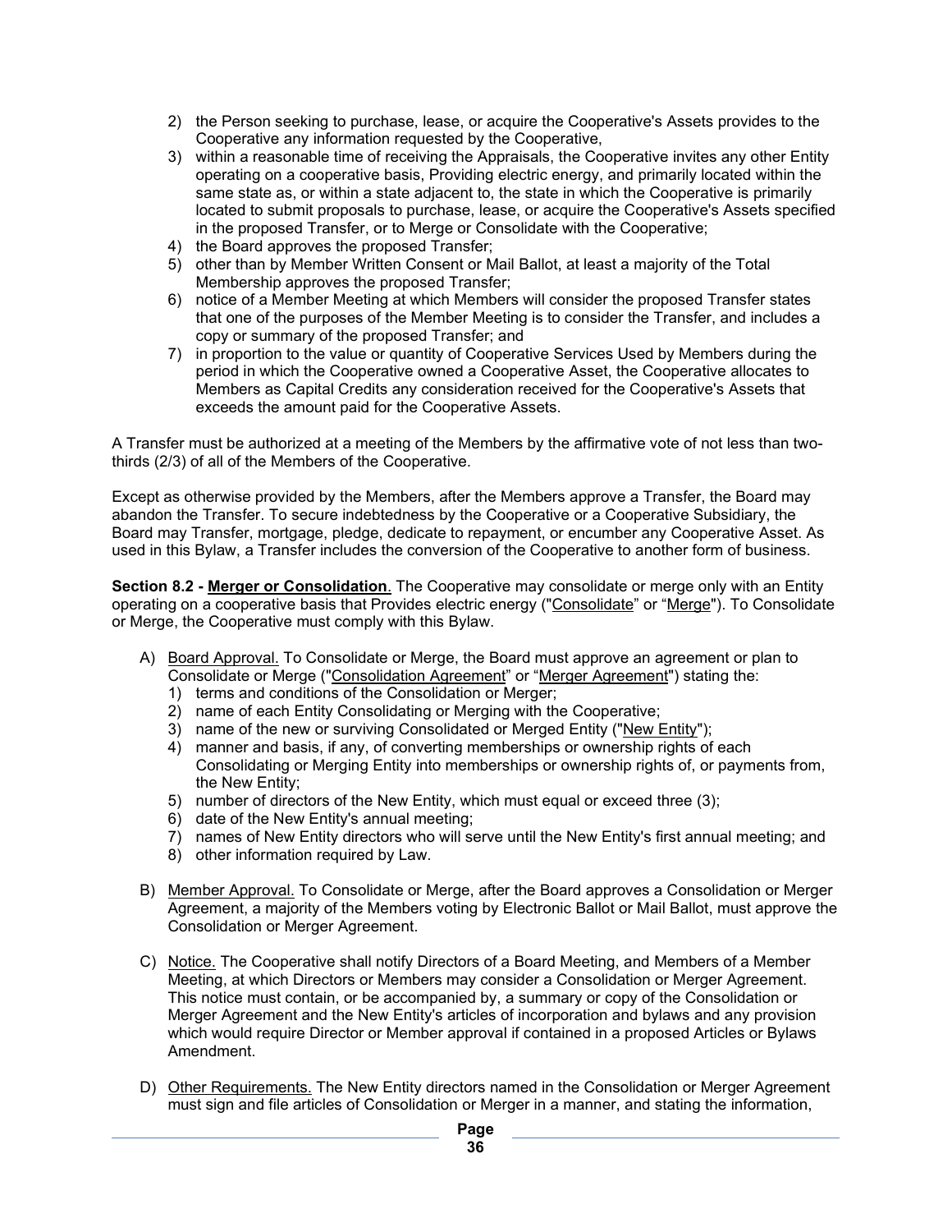2) the Person seeking to purchase, lease, or acquire the Cooperative's Assets provides to the Cooperative any information requested by the Cooperative,
3) within a reasonable time of receiving the Appraisals, the Cooperative invites any other Entity operating on a cooperative basis, Providing electric energy, and primarily located within the same state as, or within a state adjacent to, the state in which the Cooperative is primarily located to submit proposals to purchase, lease, or acquire the Cooperative's Assets specified in the proposed Transfer, or to Merge or Consolidate with the Cooperative;
4) the Board approves the proposed Transfer;
5) other than by Member Written Consent or Mail Ballot, at least a majority of the Total Membership approves the proposed Transfer;
6) notice of a Member Meeting at which Members will consider the proposed Transfer states that one of the purposes of the Member Meeting is to consider the Transfer, and includes a copy or summary of the proposed Transfer; and
7) in proportion to the value or quantity of Cooperative Services Used by Members during the period in which the Cooperative owned a Cooperative Asset, the Cooperative allocates to Members as Capital Credits any consideration received for the Cooperative's Assets that exceeds the amount paid for the Cooperative Assets.

A Transfer must be authorized at a meeting of the Members by the affirmative vote of not less than two-thirds (2/3) of all of the Members of the Cooperative.

Except as otherwise provided by the Members, after the Members approve a Transfer, the Board may abandon the Transfer. To secure indebtedness by the Cooperative or a Cooperative Subsidiary, the Board may Transfer, mortgage, pledge, dedicate to repayment, or encumber any Cooperative Asset. As used in this Bylaw, a Transfer includes the conversion of the Cooperative to another form of business.

**Section 8.2 - Merger or Consolidation**. The Cooperative may consolidate or merge only with an Entity operating on a cooperative basis that Provides electric energy ("Consolidate" or "Merge"). To Consolidate or Merge, the Cooperative must comply with this Bylaw.

A) Board Approval. To Consolidate or Merge, the Board must approve an agreement or plan to Consolidate or Merge ("Consolidation Agreement" or "Merger Agreement") stating the:
   1) terms and conditions of the Consolidation or Merger;
   2) name of each Entity Consolidating or Merging with the Cooperative;
   3) name of the new or surviving Consolidated or Merged Entity ("New Entity");
   4) manner and basis, if any, of converting memberships or ownership rights of each Consolidating or Merging Entity into memberships or ownership rights of, or payments from, the New Entity;
   5) number of directors of the New Entity, which must equal or exceed three (3);
   6) date of the New Entity's annual meeting;
   7) names of New Entity directors who will serve until the New Entity's first annual meeting; and
   8) other information required by Law.

B) Member Approval. To Consolidate or Merge, after the Board approves a Consolidation or Merger Agreement, a majority of the Members voting by Electronic Ballot or Mail Ballot, must approve the Consolidation or Merger Agreement.

C) Notice. The Cooperative shall notify Directors of a Board Meeting, and Members of a Member Meeting, at which Directors or Members may consider a Consolidation or Merger Agreement. This notice must contain, or be accompanied by, a summary or copy of the Consolidation or Merger Agreement and the New Entity's articles of incorporation and bylaws and any provision which would require Director or Member approval if contained in a proposed Articles or Bylaws Amendment.

D) Other Requirements. The New Entity directors named in the Consolidation or Merger Agreement must sign and file articles of Consolidation or Merger in a manner, and stating the information,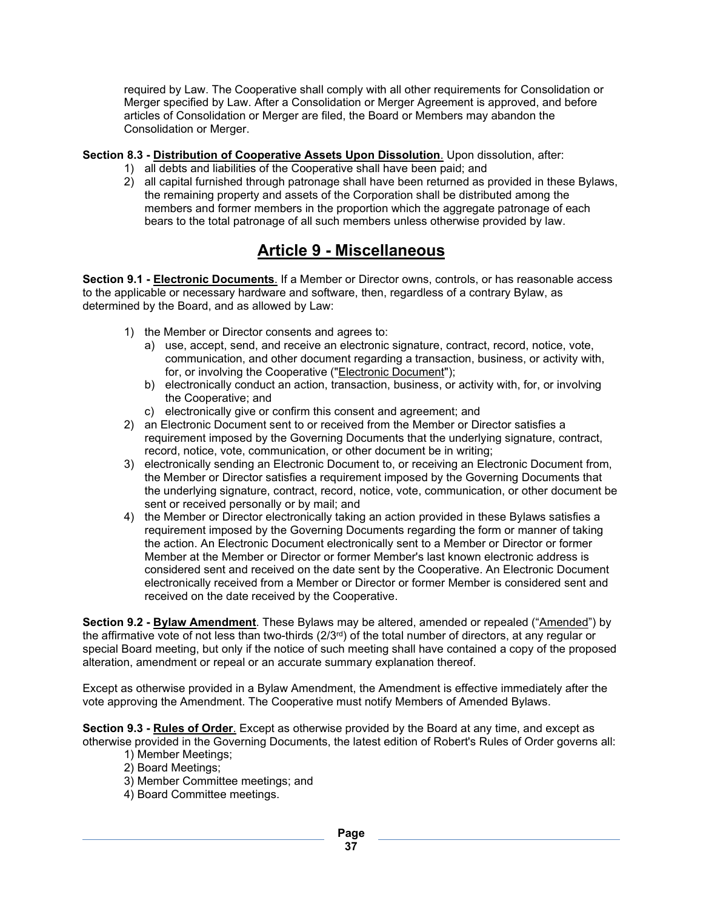required by Law. The Cooperative shall comply with all other requirements for Consolidation or Merger specified by Law. After a Consolidation or Merger Agreement is approved, and before articles of Consolidation or Merger are filed, the Board or Members may abandon the Consolidation or Merger.

**Section 8.3 - Distribution of Cooperative Assets Upon Dissolution**. Upon dissolution, after:

1) all debts and liabilities of the Cooperative shall have been paid; and
2) all capital furnished through patronage shall have been returned as provided in these Bylaws, the remaining property and assets of the Corporation shall be distributed among the members and former members in the proportion which the aggregate patronage of each bears to the total patronage of all such members unless otherwise provided by law.

# Article 9 - Miscellaneous

**Section 9.1 - Electronic Documents**. If a Member or Director owns, controls, or has reasonable access to the applicable or necessary hardware and software, then, regardless of a contrary Bylaw, as determined by the Board, and as allowed by Law:

1) the Member or Director consents and agrees to:
   a) use, accept, send, and receive an electronic signature, contract, record, notice, vote, communication, and other document regarding a transaction, business, or activity with, for, or involving the Cooperative ("Electronic Document");
   b) electronically conduct an action, transaction, business, or activity with, for, or involving the Cooperative; and
   c) electronically give or confirm this consent and agreement; and
2) an Electronic Document sent to or received from the Member or Director satisfies a requirement imposed by the Governing Documents that the underlying signature, contract, record, notice, vote, communication, or other document be in writing;
3) electronically sending an Electronic Document to, or receiving an Electronic Document from, the Member or Director satisfies a requirement imposed by the Governing Documents that the underlying signature, contract, record, notice, vote, communication, or other document be sent or received personally or by mail; and
4) the Member or Director electronically taking an action provided in these Bylaws satisfies a requirement imposed by the Governing Documents regarding the form or manner of taking the action. An Electronic Document electronically sent to a Member or Director or former Member at the Member or Director or former Member's last known electronic address is considered sent and received on the date sent by the Cooperative. An Electronic Document electronically received from a Member or Director or former Member is considered sent and received on the date received by the Cooperative.

**Section 9.2 - Bylaw Amendment**. These Bylaws may be altered, amended or repealed ("Amended") by the affirmative vote of not less than two-thirds (2/3rd) of the total number of directors, at any regular or special Board meeting, but only if the notice of such meeting shall have contained a copy of the proposed alteration, amendment or repeal or an accurate summary explanation thereof.

Except as otherwise provided in a Bylaw Amendment, the Amendment is effective immediately after the vote approving the Amendment. The Cooperative must notify Members of Amended Bylaws.

**Section 9.3 - Rules of Order**. Except as otherwise provided by the Board at any time, and except as otherwise provided in the Governing Documents, the latest edition of Robert's Rules of Order governs all:

1) Member Meetings;
2) Board Meetings;
3) Member Committee meetings; and
4) Board Committee meetings.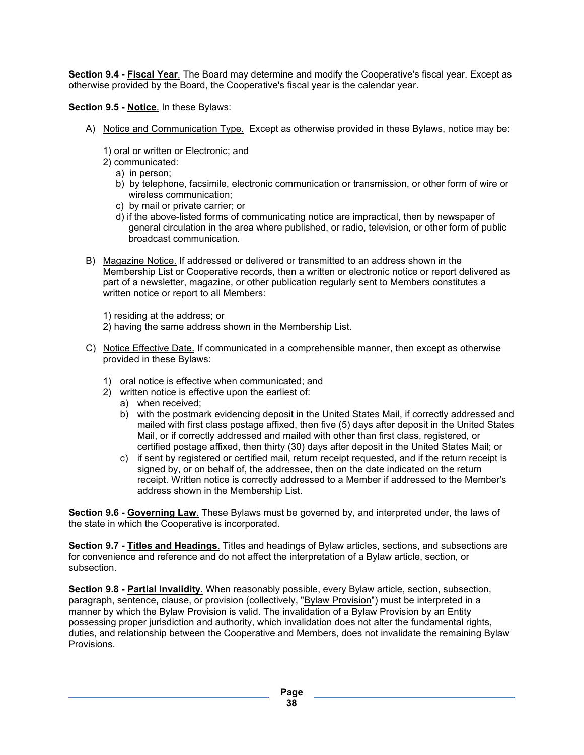**Section 9.4 - Fiscal Year**. The Board may determine and modify the Cooperative's fiscal year. Except as otherwise provided by the Board, the Cooperative's fiscal year is the calendar year.

**Section 9.5 - Notice**. In these Bylaws:

A) Notice and Communication Type. Except as otherwise provided in these Bylaws, notice may be:

1) oral or written or Electronic; and
2) communicated:
   a) in person;
   b) by telephone, facsimile, electronic communication or transmission, or other form of wire or wireless communication;
   c) by mail or private carrier; or
   d) if the above-listed forms of communicating notice are impractical, then by newspaper of general circulation in the area where published, or radio, television, or other form of public broadcast communication.

B) Magazine Notice. If addressed or delivered or transmitted to an address shown in the Membership List or Cooperative records, then a written or electronic notice or report delivered as part of a newsletter, magazine, or other publication regularly sent to Members constitutes a written notice or report to all Members:

1) residing at the address; or
2) having the same address shown in the Membership List.

C) Notice Effective Date. If communicated in a comprehensible manner, then except as otherwise provided in these Bylaws:

1) oral notice is effective when communicated; and
2) written notice is effective upon the earliest of:
   a) when received;
   b) with the postmark evidencing deposit in the United States Mail, if correctly addressed and mailed with first class postage affixed, then five (5) days after deposit in the United States Mail, or if correctly addressed and mailed with other than first class, registered, or certified postage affixed, then thirty (30) days after deposit in the United States Mail; or
   c) if sent by registered or certified mail, return receipt requested, and if the return receipt is signed by, or on behalf of, the addressee, then on the date indicated on the return receipt. Written notice is correctly addressed to a Member if addressed to the Member's address shown in the Membership List.

**Section 9.6 - Governing Law**. These Bylaws must be governed by, and interpreted under, the laws of the state in which the Cooperative is incorporated.

**Section 9.7 - Titles and Headings**. Titles and headings of Bylaw articles, sections, and subsections are for convenience and reference and do not affect the interpretation of a Bylaw article, section, or subsection.

**Section 9.8 - Partial Invalidity**. When reasonably possible, every Bylaw article, section, subsection, paragraph, sentence, clause, or provision (collectively, "Bylaw Provision") must be interpreted in a manner by which the Bylaw Provision is valid. The invalidation of a Bylaw Provision by an Entity possessing proper jurisdiction and authority, which invalidation does not alter the fundamental rights, duties, and relationship between the Cooperative and Members, does not invalidate the remaining Bylaw Provisions.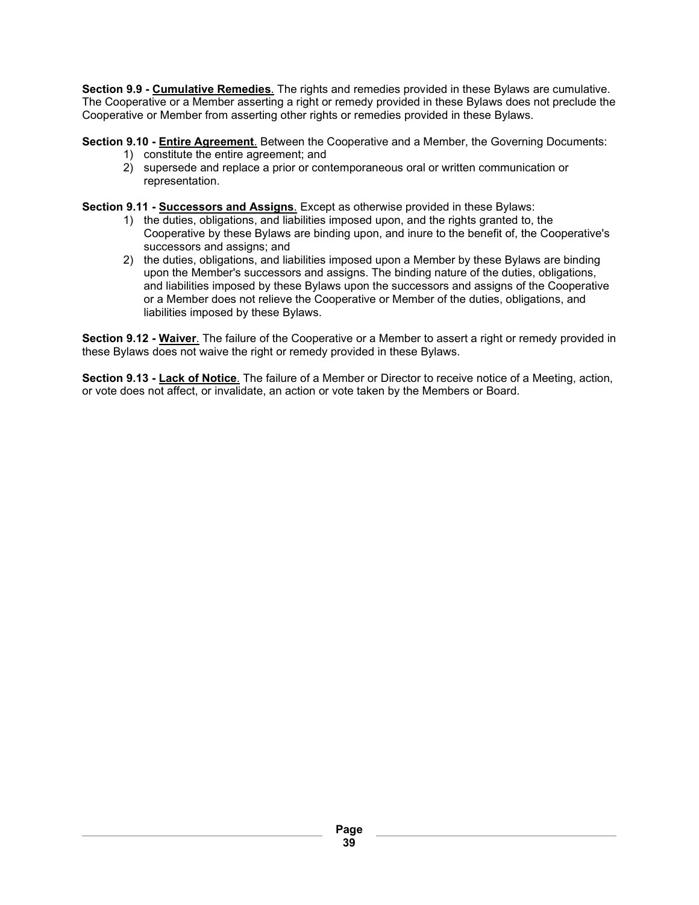**Section 9.9 - Cumulative Remedies**. The rights and remedies provided in these Bylaws are cumulative. The Cooperative or a Member asserting a right or remedy provided in these Bylaws does not preclude the Cooperative or Member from asserting other rights or remedies provided in these Bylaws.

**Section 9.10 - Entire Agreement**. Between the Cooperative and a Member, the Governing Documents:

1) constitute the entire agreement; and
2) supersede and replace a prior or contemporaneous oral or written communication or representation.

**Section 9.11 - Successors and Assigns**. Except as otherwise provided in these Bylaws:

1) the duties, obligations, and liabilities imposed upon, and the rights granted to, the Cooperative by these Bylaws are binding upon, and inure to the benefit of, the Cooperative's successors and assigns; and
2) the duties, obligations, and liabilities imposed upon a Member by these Bylaws are binding upon the Member's successors and assigns. The binding nature of the duties, obligations, and liabilities imposed by these Bylaws upon the successors and assigns of the Cooperative or a Member does not relieve the Cooperative or Member of the duties, obligations, and liabilities imposed by these Bylaws.

**Section 9.12 - Waiver**. The failure of the Cooperative or a Member to assert a right or remedy provided in these Bylaws does not waive the right or remedy provided in these Bylaws.

**Section 9.13 - Lack of Notice**. The failure of a Member or Director to receive notice of a Meeting, action, or vote does not affect, or invalidate, an action or vote taken by the Members or Board.